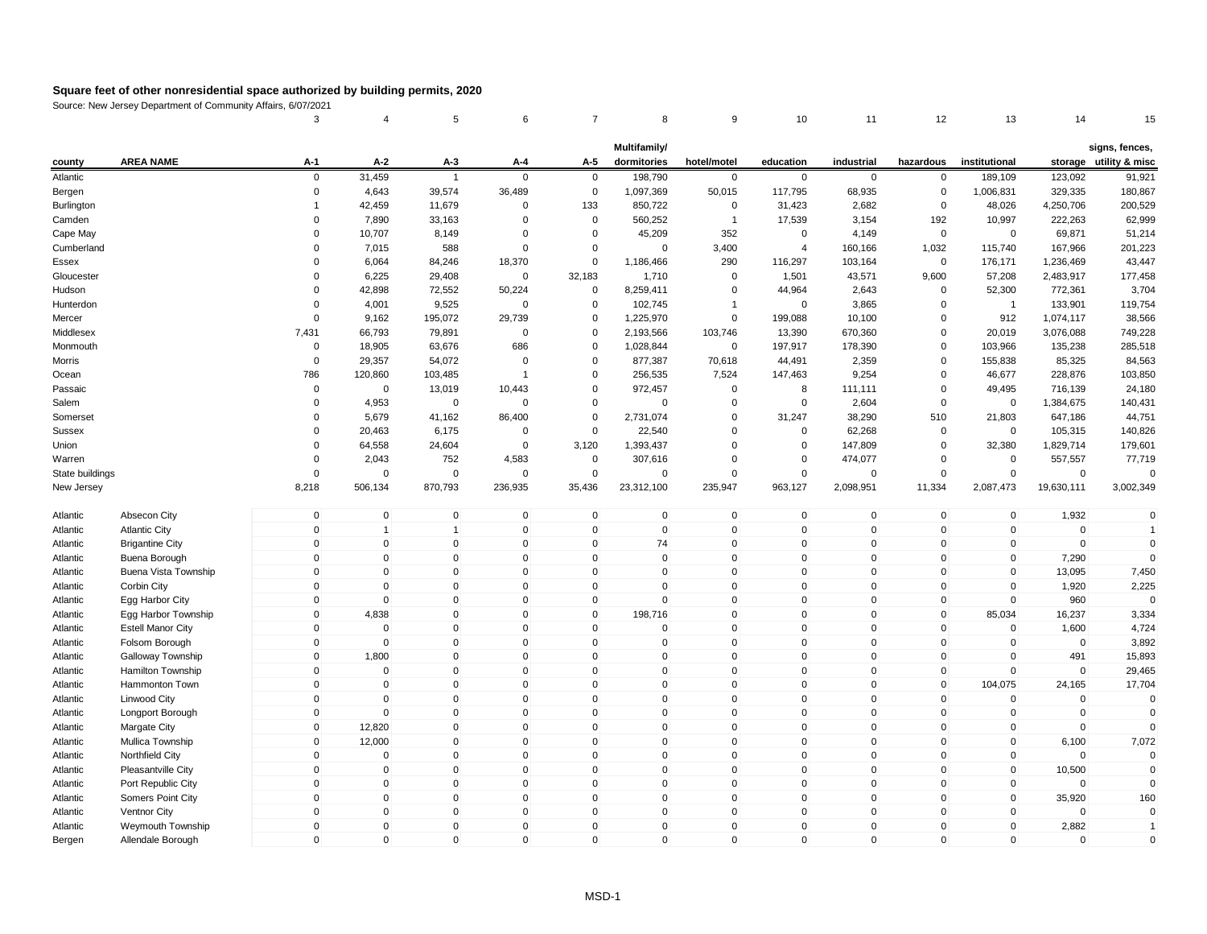# Square feet of other nonresidential space authorized by building permits, 2020

Source: New Jersey Department of Community Affairs, 6/07/2021

| | | 3 | 4 | 5 | 6 | 7 | 8 | 9 | 10 | 11 | 12 | 13 | 14 | 15 |
|---|---|---|---|---|---|---|---|---|---|---|---|---|---|---|
| county | AREA NAME | A-1 | A-2 | A-3 | A-4 | A-5 | Multifamily/ dormitories | hotel/motel | education | industrial | hazardous | institutional | storage | signs, fences, utility & misc |
| Atlantic | | 0 | 31,459 | 1 | 0 | 0 | 198,790 | 0 | 0 | 0 | 0 | 189,109 | 123,092 | 91,921 |
| Bergen | | 0 | 4,643 | 39,574 | 36,489 | 0 | 1,097,369 | 50,015 | 117,795 | 68,935 | 0 | 1,006,831 | 329,335 | 180,867 |
| Burlington | | 1 | 42,459 | 11,679 | 0 | 133 | 850,722 | 0 | 31,423 | 2,682 | 0 | 48,026 | 4,250,706 | 200,529 |
| Camden | | 0 | 7,890 | 33,163 | 0 | 0 | 560,252 | 1 | 17,539 | 3,154 | 192 | 10,997 | 222,263 | 62,999 |
| Cape May | | 0 | 10,707 | 8,149 | 0 | 0 | 45,209 | 352 | 0 | 4,149 | 0 | 0 | 69,871 | 51,214 |
| Cumberland | | 0 | 7,015 | 588 | 0 | 0 | 0 | 3,400 | 4 | 160,166 | 1,032 | 115,740 | 167,966 | 201,223 |
| Essex | | 0 | 6,064 | 84,246 | 18,370 | 0 | 1,186,466 | 290 | 116,297 | 103,164 | 0 | 176,171 | 1,236,469 | 43,447 |
| Gloucester | | 0 | 6,225 | 29,408 | 0 | 32,183 | 1,710 | 0 | 1,501 | 43,571 | 9,600 | 57,208 | 2,483,917 | 177,458 |
| Hudson | | 0 | 42,898 | 72,552 | 50,224 | 0 | 8,259,411 | 0 | 44,964 | 2,643 | 0 | 52,300 | 772,361 | 3,704 |
| Hunterdon | | 0 | 4,001 | 9,525 | 0 | 0 | 102,745 | 1 | 0 | 3,865 | 0 | 1 | 133,901 | 119,754 |
| Mercer | | 0 | 9,162 | 195,072 | 29,739 | 0 | 1,225,970 | 0 | 199,088 | 10,100 | 0 | 912 | 1,074,117 | 38,566 |
| Middlesex | | 7,431 | 66,793 | 79,891 | 0 | 0 | 2,193,566 | 103,746 | 13,390 | 670,360 | 0 | 20,019 | 3,076,088 | 749,228 |
| Monmouth | | 0 | 18,905 | 63,676 | 686 | 0 | 1,028,844 | 0 | 197,917 | 178,390 | 0 | 103,966 | 135,238 | 285,518 |
| Morris | | 0 | 29,357 | 54,072 | 0 | 0 | 877,387 | 70,618 | 44,491 | 2,359 | 0 | 155,838 | 85,325 | 84,563 |
| Ocean | | 786 | 120,860 | 103,485 | 1 | 0 | 256,535 | 7,524 | 147,463 | 9,254 | 0 | 46,677 | 228,876 | 103,850 |
| Passaic | | 0 | 0 | 13,019 | 10,443 | 0 | 972,457 | 0 | 8 | 111,111 | 0 | 49,495 | 716,139 | 24,180 |
| Salem | | 0 | 4,953 | 0 | 0 | 0 | 0 | 0 | 0 | 2,604 | 0 | 0 | 1,384,675 | 140,431 |
| Somerset | | 0 | 5,679 | 41,162 | 86,400 | 0 | 2,731,074 | 0 | 31,247 | 38,290 | 510 | 21,803 | 647,186 | 44,751 |
| Sussex | | 0 | 20,463 | 6,175 | 0 | 0 | 22,540 | 0 | 0 | 62,268 | 0 | 0 | 105,315 | 140,826 |
| Union | | 0 | 64,558 | 24,604 | 0 | 3,120 | 1,393,437 | 0 | 0 | 147,809 | 0 | 32,380 | 1,829,714 | 179,601 |
| Warren | | 0 | 2,043 | 752 | 4,583 | 0 | 307,616 | 0 | 0 | 474,077 | 0 | 0 | 557,557 | 77,719 |
| State buildings | | 0 | 0 | 0 | 0 | 0 | 0 | 0 | 0 | 0 | 0 | 0 | 0 | 0 |
| New Jersey | | 8,218 | 506,134 | 870,793 | 236,935 | 35,436 | 23,312,100 | 235,947 | 963,127 | 2,098,951 | 11,334 | 2,087,473 | 19,630,111 | 3,002,349 |
| Atlantic | Absecon City | 0 | 0 | 0 | 0 | 0 | 0 | 0 | 0 | 0 | 0 | 0 | 1,932 | 0 |
| Atlantic | Atlantic City | 0 | 1 | 1 | 0 | 0 | 0 | 0 | 0 | 0 | 0 | 0 | 0 | 1 |
| Atlantic | Brigantine City | 0 | 0 | 0 | 0 | 0 | 74 | 0 | 0 | 0 | 0 | 0 | 0 | 0 |
| Atlantic | Buena Borough | 0 | 0 | 0 | 0 | 0 | 0 | 0 | 0 | 0 | 0 | 0 | 7,290 | 0 |
| Atlantic | Buena Vista Township | 0 | 0 | 0 | 0 | 0 | 0 | 0 | 0 | 0 | 0 | 0 | 13,095 | 7,450 |
| Atlantic | Corbin City | 0 | 0 | 0 | 0 | 0 | 0 | 0 | 0 | 0 | 0 | 0 | 1,920 | 2,225 |
| Atlantic | Egg Harbor City | 0 | 0 | 0 | 0 | 0 | 0 | 0 | 0 | 0 | 0 | 0 | 960 | 0 |
| Atlantic | Egg Harbor Township | 0 | 4,838 | 0 | 0 | 0 | 198,716 | 0 | 0 | 0 | 0 | 85,034 | 16,237 | 3,334 |
| Atlantic | Estell Manor City | 0 | 0 | 0 | 0 | 0 | 0 | 0 | 0 | 0 | 0 | 0 | 1,600 | 4,724 |
| Atlantic | Folsom Borough | 0 | 0 | 0 | 0 | 0 | 0 | 0 | 0 | 0 | 0 | 0 | 0 | 3,892 |
| Atlantic | Galloway Township | 0 | 1,800 | 0 | 0 | 0 | 0 | 0 | 0 | 0 | 0 | 0 | 491 | 15,893 |
| Atlantic | Hamilton Township | 0 | 0 | 0 | 0 | 0 | 0 | 0 | 0 | 0 | 0 | 0 | 0 | 29,465 |
| Atlantic | Hammonton Town | 0 | 0 | 0 | 0 | 0 | 0 | 0 | 0 | 0 | 0 | 104,075 | 24,165 | 17,704 |
| Atlantic | Linwood City | 0 | 0 | 0 | 0 | 0 | 0 | 0 | 0 | 0 | 0 | 0 | 0 | 0 |
| Atlantic | Longport Borough | 0 | 0 | 0 | 0 | 0 | 0 | 0 | 0 | 0 | 0 | 0 | 0 | 0 |
| Atlantic | Margate City | 0 | 12,820 | 0 | 0 | 0 | 0 | 0 | 0 | 0 | 0 | 0 | 0 | 0 |
| Atlantic | Mullica Township | 0 | 12,000 | 0 | 0 | 0 | 0 | 0 | 0 | 0 | 0 | 0 | 6,100 | 7,072 |
| Atlantic | Northfield City | 0 | 0 | 0 | 0 | 0 | 0 | 0 | 0 | 0 | 0 | 0 | 0 | 0 |
| Atlantic | Pleasantville City | 0 | 0 | 0 | 0 | 0 | 0 | 0 | 0 | 0 | 0 | 0 | 10,500 | 0 |
| Atlantic | Port Republic City | 0 | 0 | 0 | 0 | 0 | 0 | 0 | 0 | 0 | 0 | 0 | 0 | 0 |
| Atlantic | Somers Point City | 0 | 0 | 0 | 0 | 0 | 0 | 0 | 0 | 0 | 0 | 0 | 35,920 | 160 |
| Atlantic | Ventnor City | 0 | 0 | 0 | 0 | 0 | 0 | 0 | 0 | 0 | 0 | 0 | 0 | 0 |
| Atlantic | Weymouth Township | 0 | 0 | 0 | 0 | 0 | 0 | 0 | 0 | 0 | 0 | 0 | 2,882 | 1 |
| Bergen | Allendale Borough | 0 | 0 | 0 | 0 | 0 | 0 | 0 | 0 | 0 | 0 | 0 | 0 | 0 |

MSD-1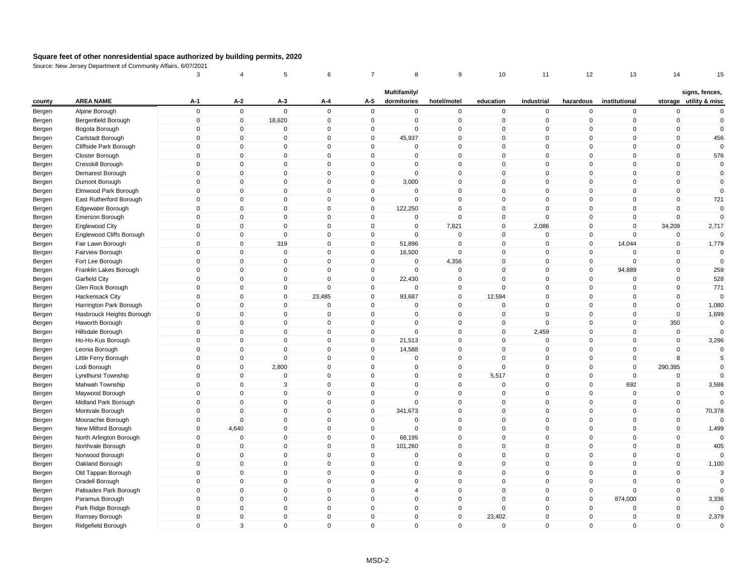# Square feet of other nonresidential space authorized by building permits, 2020

Source: New Jersey Department of Community Affairs, 6/07/2021

| | | 3 | 4 | 5 | 6 | 7 | 8 | 9 | 10 | 11 | 12 | 13 | 14 | 15 |
|---|---|---|---|---|---|---|---|---|---|---|---|---|---|---|
| county | AREA NAME | A-1 | A-2 | A-3 | A-4 | A-5 | Multifamily/ dormitories | hotel/motel | education | industrial | hazardous | institutional | storage | signs, fences, utility & misc |
| Bergen | Alpine Borough | 0 | 0 | 0 | 0 | 0 | 0 | 0 | 0 | 0 | 0 | 0 | 0 | 0 |
| Bergen | Bergenfield Borough | 0 | 0 | 18,620 | 0 | 0 | 0 | 0 | 0 | 0 | 0 | 0 | 0 | 0 |
| Bergen | Bogota Borough | 0 | 0 | 0 | 0 | 0 | 0 | 0 | 0 | 0 | 0 | 0 | 0 | 0 |
| Bergen | Carlstadt Borough | 0 | 0 | 0 | 0 | 0 | 45,937 | 0 | 0 | 0 | 0 | 0 | 0 | 456 |
| Bergen | Cliffside Park Borough | 0 | 0 | 0 | 0 | 0 | 0 | 0 | 0 | 0 | 0 | 0 | 0 | 0 |
| Bergen | Closter Borough | 0 | 0 | 0 | 0 | 0 | 0 | 0 | 0 | 0 | 0 | 0 | 0 | 576 |
| Bergen | Cresskill Borough | 0 | 0 | 0 | 0 | 0 | 0 | 0 | 0 | 0 | 0 | 0 | 0 | 0 |
| Bergen | Demarest Borough | 0 | 0 | 0 | 0 | 0 | 0 | 0 | 0 | 0 | 0 | 0 | 0 | 0 |
| Bergen | Dumont Borough | 0 | 0 | 0 | 0 | 0 | 3,000 | 0 | 0 | 0 | 0 | 0 | 0 | 0 |
| Bergen | Elmwood Park Borough | 0 | 0 | 0 | 0 | 0 | 0 | 0 | 0 | 0 | 0 | 0 | 0 | 0 |
| Bergen | East Rutherford Borough | 0 | 0 | 0 | 0 | 0 | 0 | 0 | 0 | 0 | 0 | 0 | 0 | 721 |
| Bergen | Edgewater Borough | 0 | 0 | 0 | 0 | 0 | 122,250 | 0 | 0 | 0 | 0 | 0 | 0 | 0 |
| Bergen | Emerson Borough | 0 | 0 | 0 | 0 | 0 | 0 | 0 | 0 | 0 | 0 | 0 | 0 | 0 |
| Bergen | Englewood City | 0 | 0 | 0 | 0 | 0 | 0 | 7,821 | 0 | 2,086 | 0 | 0 | 34,209 | 2,717 |
| Bergen | Englewood Cliffs Borough | 0 | 0 | 0 | 0 | 0 | 0 | 0 | 0 | 0 | 0 | 0 | 0 | 0 |
| Bergen | Fair Lawn Borough | 0 | 0 | 319 | 0 | 0 | 51,896 | 0 | 0 | 0 | 0 | 14,044 | 0 | 1,779 |
| Bergen | Fairview Borough | 0 | 0 | 0 | 0 | 0 | 16,500 | 0 | 0 | 0 | 0 | 0 | 0 | 0 |
| Bergen | Fort Lee Borough | 0 | 0 | 0 | 0 | 0 | 0 | 4,356 | 0 | 0 | 0 | 0 | 0 | 0 |
| Bergen | Franklin Lakes Borough | 0 | 0 | 0 | 0 | 0 | 0 | 0 | 0 | 0 | 0 | 94,889 | 0 | 259 |
| Bergen | Garfield City | 0 | 0 | 0 | 0 | 0 | 22,430 | 0 | 0 | 0 | 0 | 0 | 0 | 528 |
| Bergen | Glen Rock Borough | 0 | 0 | 0 | 0 | 0 | 0 | 0 | 0 | 0 | 0 | 0 | 0 | 771 |
| Bergen | Hackensack City | 0 | 0 | 0 | 23,485 | 0 | 93,687 | 0 | 12,594 | 0 | 0 | 0 | 0 | 0 |
| Bergen | Harrington Park Borough | 0 | 0 | 0 | 0 | 0 | 0 | 0 | 0 | 0 | 0 | 0 | 0 | 1,080 |
| Bergen | Hasbrouck Heights Borough | 0 | 0 | 0 | 0 | 0 | 0 | 0 | 0 | 0 | 0 | 0 | 0 | 1,699 |
| Bergen | Haworth Borough | 0 | 0 | 0 | 0 | 0 | 0 | 0 | 0 | 0 | 0 | 0 | 350 | 0 |
| Bergen | Hillsdale Borough | 0 | 0 | 0 | 0 | 0 | 0 | 0 | 0 | 2,459 | 0 | 0 | 0 | 0 |
| Bergen | Ho-Ho-Kus Borough | 0 | 0 | 0 | 0 | 0 | 21,513 | 0 | 0 | 0 | 0 | 0 | 0 | 3,296 |
| Bergen | Leonia Borough | 0 | 0 | 0 | 0 | 0 | 14,588 | 0 | 0 | 0 | 0 | 0 | 0 | 0 |
| Bergen | Little Ferry Borough | 0 | 0 | 0 | 0 | 0 | 0 | 0 | 0 | 0 | 0 | 0 | 8 | 5 |
| Bergen | Lodi Borough | 0 | 0 | 2,800 | 0 | 0 | 0 | 0 | 0 | 0 | 0 | 0 | 290,385 | 0 |
| Bergen | Lyndhurst Township | 0 | 0 | 0 | 0 | 0 | 0 | 0 | 5,517 | 0 | 0 | 0 | 0 | 0 |
| Bergen | Mahwah Township | 0 | 0 | 3 | 0 | 0 | 0 | 0 | 0 | 0 | 0 | 692 | 0 | 3,586 |
| Bergen | Maywood Borough | 0 | 0 | 0 | 0 | 0 | 0 | 0 | 0 | 0 | 0 | 0 | 0 | 0 |
| Bergen | Midland Park Borough | 0 | 0 | 0 | 0 | 0 | 0 | 0 | 0 | 0 | 0 | 0 | 0 | 0 |
| Bergen | Montvale Borough | 0 | 0 | 0 | 0 | 0 | 341,673 | 0 | 0 | 0 | 0 | 0 | 0 | 70,378 |
| Bergen | Moonachie Borough | 0 | 0 | 0 | 0 | 0 | 0 | 0 | 0 | 0 | 0 | 0 | 0 | 0 |
| Bergen | New Milford Borough | 0 | 4,640 | 0 | 0 | 0 | 0 | 0 | 0 | 0 | 0 | 0 | 0 | 1,499 |
| Bergen | North Arlington Borough | 0 | 0 | 0 | 0 | 0 | 68,195 | 0 | 0 | 0 | 0 | 0 | 0 | 0 |
| Bergen | Northvale Borough | 0 | 0 | 0 | 0 | 0 | 101,260 | 0 | 0 | 0 | 0 | 0 | 0 | 405 |
| Bergen | Norwood Borough | 0 | 0 | 0 | 0 | 0 | 0 | 0 | 0 | 0 | 0 | 0 | 0 | 0 |
| Bergen | Oakland Borough | 0 | 0 | 0 | 0 | 0 | 0 | 0 | 0 | 0 | 0 | 0 | 0 | 1,100 |
| Bergen | Old Tappan Borough | 0 | 0 | 0 | 0 | 0 | 0 | 0 | 0 | 0 | 0 | 0 | 0 | 3 |
| Bergen | Oradell Borough | 0 | 0 | 0 | 0 | 0 | 0 | 0 | 0 | 0 | 0 | 0 | 0 | 0 |
| Bergen | Palisades Park Borough | 0 | 0 | 0 | 0 | 0 | 4 | 0 | 0 | 0 | 0 | 0 | 0 | 0 |
| Bergen | Paramus Borough | 0 | 0 | 0 | 0 | 0 | 0 | 0 | 0 | 0 | 0 | 874,000 | 0 | 3,336 |
| Bergen | Park Ridge Borough | 0 | 0 | 0 | 0 | 0 | 0 | 0 | 0 | 0 | 0 | 0 | 0 | 0 |
| Bergen | Ramsey Borough | 0 | 0 | 0 | 0 | 0 | 0 | 0 | 23,402 | 0 | 0 | 0 | 0 | 2,379 |
| Bergen | Ridgefield Borough | 0 | 3 | 0 | 0 | 0 | 0 | 0 | 0 | 0 | 0 | 0 | 0 | 0 |

MSD-2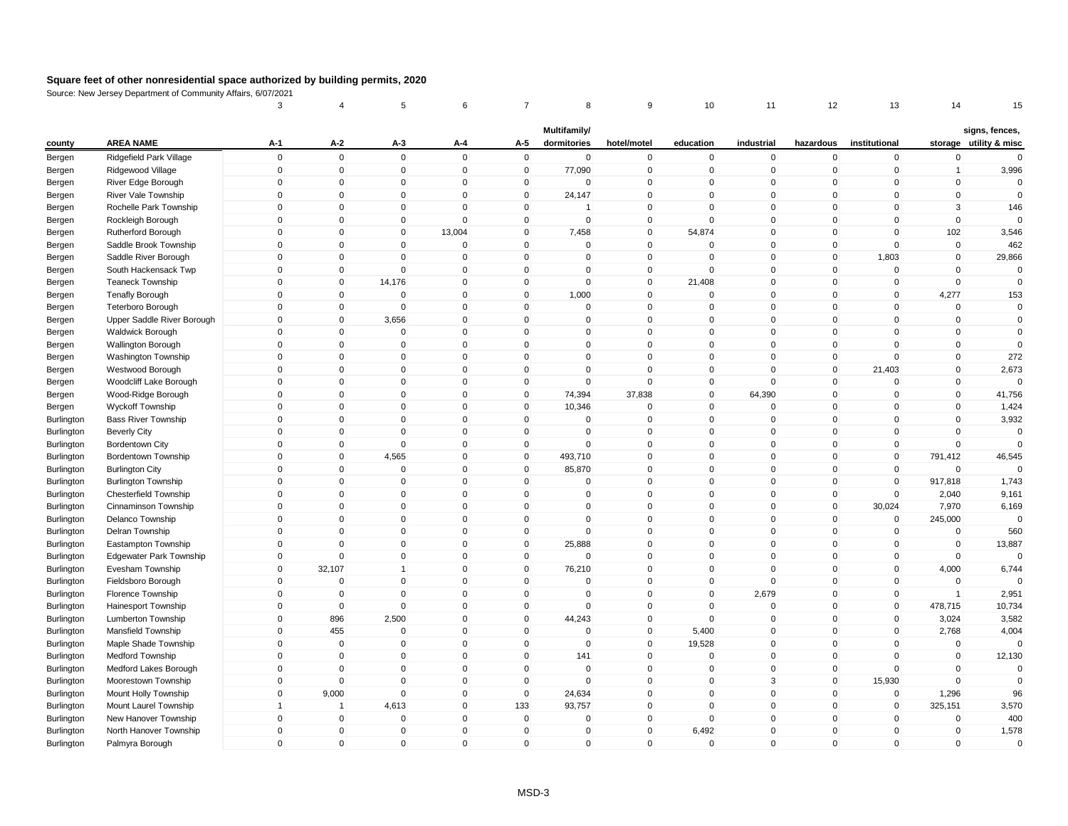# Square feet of other nonresidential space authorized by building permits, 2020

Source: New Jersey Department of Community Affairs, 6/07/2021

| | | 3 | 4 | 5 | 6 | 7 | 8 | 9 | 10 | 11 | 12 | 13 | 14 | 15 |
|---|---|---|---|---|---|---|---|---|---|---|---|---|---|---|
| county | AREA NAME | A-1 | A-2 | A-3 | A-4 | A-5 | Multifamily/ dormitories | hotel/motel | education | industrial | hazardous | institutional | storage | signs, fences, utility & misc |
| Bergen | Ridgefield Park Village | 0 | 0 | 0 | 0 | 0 | 0 | 0 | 0 | 0 | 0 | 0 | 0 | 0 |
| Bergen | Ridgewood Village | 0 | 0 | 0 | 0 | 0 | 77,090 | 0 | 0 | 0 | 0 | 0 | 1 | 3,996 |
| Bergen | River Edge Borough | 0 | 0 | 0 | 0 | 0 | 0 | 0 | 0 | 0 | 0 | 0 | 0 | 0 |
| Bergen | River Vale Township | 0 | 0 | 0 | 0 | 0 | 24,147 | 0 | 0 | 0 | 0 | 0 | 0 | 0 |
| Bergen | Rochelle Park Township | 0 | 0 | 0 | 0 | 0 | 1 | 0 | 0 | 0 | 0 | 0 | 3 | 146 |
| Bergen | Rockleigh Borough | 0 | 0 | 0 | 0 | 0 | 0 | 0 | 0 | 0 | 0 | 0 | 0 | 0 |
| Bergen | Rutherford Borough | 0 | 0 | 0 | 13,004 | 0 | 7,458 | 0 | 54,874 | 0 | 0 | 0 | 102 | 3,546 |
| Bergen | Saddle Brook Township | 0 | 0 | 0 | 0 | 0 | 0 | 0 | 0 | 0 | 0 | 0 | 0 | 462 |
| Bergen | Saddle River Borough | 0 | 0 | 0 | 0 | 0 | 0 | 0 | 0 | 0 | 0 | 1,803 | 0 | 29,866 |
| Bergen | South Hackensack Twp | 0 | 0 | 0 | 0 | 0 | 0 | 0 | 0 | 0 | 0 | 0 | 0 | 0 |
| Bergen | Teaneck Township | 0 | 0 | 14,176 | 0 | 0 | 0 | 0 | 21,408 | 0 | 0 | 0 | 0 | 0 |
| Bergen | Tenafly Borough | 0 | 0 | 0 | 0 | 0 | 1,000 | 0 | 0 | 0 | 0 | 0 | 4,277 | 153 |
| Bergen | Teterboro Borough | 0 | 0 | 0 | 0 | 0 | 0 | 0 | 0 | 0 | 0 | 0 | 0 | 0 |
| Bergen | Upper Saddle River Borough | 0 | 0 | 3,656 | 0 | 0 | 0 | 0 | 0 | 0 | 0 | 0 | 0 | 0 |
| Bergen | Waldwick Borough | 0 | 0 | 0 | 0 | 0 | 0 | 0 | 0 | 0 | 0 | 0 | 0 | 0 |
| Bergen | Wallington Borough | 0 | 0 | 0 | 0 | 0 | 0 | 0 | 0 | 0 | 0 | 0 | 0 | 0 |
| Bergen | Washington Township | 0 | 0 | 0 | 0 | 0 | 0 | 0 | 0 | 0 | 0 | 0 | 0 | 272 |
| Bergen | Westwood Borough | 0 | 0 | 0 | 0 | 0 | 0 | 0 | 0 | 0 | 0 | 21,403 | 0 | 2,673 |
| Bergen | Woodcliff Lake Borough | 0 | 0 | 0 | 0 | 0 | 0 | 0 | 0 | 0 | 0 | 0 | 0 | 0 |
| Bergen | Wood-Ridge Borough | 0 | 0 | 0 | 0 | 0 | 74,394 | 37,838 | 0 | 64,390 | 0 | 0 | 0 | 41,756 |
| Bergen | Wyckoff Township | 0 | 0 | 0 | 0 | 0 | 10,346 | 0 | 0 | 0 | 0 | 0 | 0 | 1,424 |
| Burlington | Bass River Township | 0 | 0 | 0 | 0 | 0 | 0 | 0 | 0 | 0 | 0 | 0 | 0 | 3,932 |
| Burlington | Beverly City | 0 | 0 | 0 | 0 | 0 | 0 | 0 | 0 | 0 | 0 | 0 | 0 | 0 |
| Burlington | Bordentown City | 0 | 0 | 0 | 0 | 0 | 0 | 0 | 0 | 0 | 0 | 0 | 0 | 0 |
| Burlington | Bordentown Township | 0 | 0 | 4,565 | 0 | 0 | 493,710 | 0 | 0 | 0 | 0 | 0 | 791,412 | 46,545 |
| Burlington | Burlington City | 0 | 0 | 0 | 0 | 0 | 85,870 | 0 | 0 | 0 | 0 | 0 | 0 | 0 |
| Burlington | Burlington Township | 0 | 0 | 0 | 0 | 0 | 0 | 0 | 0 | 0 | 0 | 0 | 917,818 | 1,743 |
| Burlington | Chesterfield Township | 0 | 0 | 0 | 0 | 0 | 0 | 0 | 0 | 0 | 0 | 0 | 2,040 | 9,161 |
| Burlington | Cinnaminson Township | 0 | 0 | 0 | 0 | 0 | 0 | 0 | 0 | 0 | 0 | 30,024 | 7,970 | 6,169 |
| Burlington | Delanco Township | 0 | 0 | 0 | 0 | 0 | 0 | 0 | 0 | 0 | 0 | 0 | 245,000 | 0 |
| Burlington | Delran Township | 0 | 0 | 0 | 0 | 0 | 0 | 0 | 0 | 0 | 0 | 0 | 0 | 560 |
| Burlington | Eastampton Township | 0 | 0 | 0 | 0 | 0 | 25,888 | 0 | 0 | 0 | 0 | 0 | 0 | 13,887 |
| Burlington | Edgewater Park Township | 0 | 0 | 0 | 0 | 0 | 0 | 0 | 0 | 0 | 0 | 0 | 0 | 0 |
| Burlington | Evesham Township | 0 | 32,107 | 1 | 0 | 0 | 76,210 | 0 | 0 | 0 | 0 | 0 | 4,000 | 6,744 |
| Burlington | Fieldsboro Borough | 0 | 0 | 0 | 0 | 0 | 0 | 0 | 0 | 0 | 0 | 0 | 0 | 0 |
| Burlington | Florence Township | 0 | 0 | 0 | 0 | 0 | 0 | 0 | 0 | 2,679 | 0 | 0 | 1 | 2,951 |
| Burlington | Hainesport Township | 0 | 0 | 0 | 0 | 0 | 0 | 0 | 0 | 0 | 0 | 0 | 478,715 | 10,734 |
| Burlington | Lumberton Township | 0 | 896 | 2,500 | 0 | 0 | 44,243 | 0 | 0 | 0 | 0 | 0 | 3,024 | 3,582 |
| Burlington | Mansfield Township | 0 | 455 | 0 | 0 | 0 | 0 | 0 | 5,400 | 0 | 0 | 0 | 2,768 | 4,004 |
| Burlington | Maple Shade Township | 0 | 0 | 0 | 0 | 0 | 0 | 0 | 19,528 | 0 | 0 | 0 | 0 | 0 |
| Burlington | Medford Township | 0 | 0 | 0 | 0 | 0 | 141 | 0 | 0 | 0 | 0 | 0 | 0 | 12,130 |
| Burlington | Medford Lakes Borough | 0 | 0 | 0 | 0 | 0 | 0 | 0 | 0 | 0 | 0 | 0 | 0 | 0 |
| Burlington | Moorestown Township | 0 | 0 | 0 | 0 | 0 | 0 | 0 | 0 | 3 | 0 | 15,930 | 0 | 0 |
| Burlington | Mount Holly Township | 0 | 9,000 | 0 | 0 | 0 | 24,634 | 0 | 0 | 0 | 0 | 0 | 1,296 | 96 |
| Burlington | Mount Laurel Township | 1 | 1 | 4,613 | 0 | 133 | 93,757 | 0 | 0 | 0 | 0 | 0 | 325,151 | 3,570 |
| Burlington | New Hanover Township | 0 | 0 | 0 | 0 | 0 | 0 | 0 | 0 | 0 | 0 | 0 | 0 | 400 |
| Burlington | North Hanover Township | 0 | 0 | 0 | 0 | 0 | 0 | 0 | 6,492 | 0 | 0 | 0 | 0 | 1,578 |
| Burlington | Palmyra Borough | 0 | 0 | 0 | 0 | 0 | 0 | 0 | 0 | 0 | 0 | 0 | 0 | 0 |

MSD-3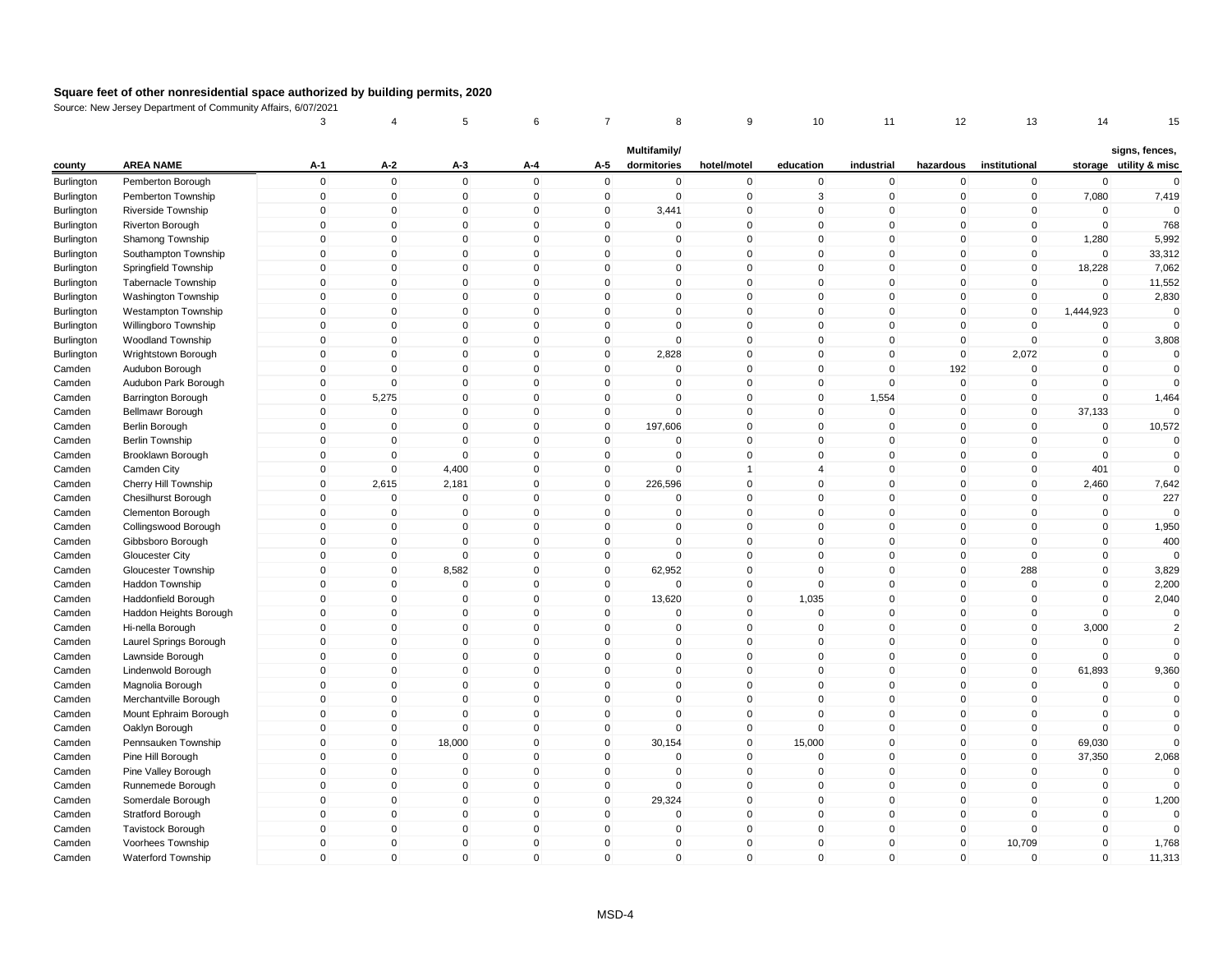# Square feet of other nonresidential space authorized by building permits, 2020

Source: New Jersey Department of Community Affairs, 6/07/2021

| | | 3 | 4 | 5 | 6 | 7 | 8 | 9 | 10 | 11 | 12 | 13 | 14 | 15 |
|---|---|---|---|---|---|---|---|---|---|---|---|---|---|---|
| county | AREA NAME | A-1 | A-2 | A-3 | A-4 | A-5 | Multifamily/ dormitories | hotel/motel | education | industrial | hazardous | institutional | storage | signs, fences, utility & misc |
| Burlington | Pemberton Borough | 0 | 0 | 0 | 0 | 0 | 0 | 0 | 0 | 0 | 0 | 0 | 0 | 0 |
| Burlington | Pemberton Township | 0 | 0 | 0 | 0 | 0 | 0 | 0 | 3 | 0 | 0 | 0 | 7,080 | 7,419 |
| Burlington | Riverside Township | 0 | 0 | 0 | 0 | 0 | 3,441 | 0 | 0 | 0 | 0 | 0 | 0 | 0 |
| Burlington | Riverton Borough | 0 | 0 | 0 | 0 | 0 | 0 | 0 | 0 | 0 | 0 | 0 | 0 | 768 |
| Burlington | Shamong Township | 0 | 0 | 0 | 0 | 0 | 0 | 0 | 0 | 0 | 0 | 0 | 1,280 | 5,992 |
| Burlington | Southampton Township | 0 | 0 | 0 | 0 | 0 | 0 | 0 | 0 | 0 | 0 | 0 | 0 | 33,312 |
| Burlington | Springfield Township | 0 | 0 | 0 | 0 | 0 | 0 | 0 | 0 | 0 | 0 | 0 | 18,228 | 7,062 |
| Burlington | Tabernacle Township | 0 | 0 | 0 | 0 | 0 | 0 | 0 | 0 | 0 | 0 | 0 | 0 | 11,552 |
| Burlington | Washington Township | 0 | 0 | 0 | 0 | 0 | 0 | 0 | 0 | 0 | 0 | 0 | 0 | 2,830 |
| Burlington | Westampton Township | 0 | 0 | 0 | 0 | 0 | 0 | 0 | 0 | 0 | 0 | 0 | 1,444,923 | 0 |
| Burlington | Willingboro Township | 0 | 0 | 0 | 0 | 0 | 0 | 0 | 0 | 0 | 0 | 0 | 0 | 0 |
| Burlington | Woodland Township | 0 | 0 | 0 | 0 | 0 | 0 | 0 | 0 | 0 | 0 | 0 | 0 | 3,808 |
| Burlington | Wrightstown Borough | 0 | 0 | 0 | 0 | 0 | 2,828 | 0 | 0 | 0 | 0 | 2,072 | 0 | 0 |
| Camden | Audubon Borough | 0 | 0 | 0 | 0 | 0 | 0 | 0 | 0 | 0 | 192 | 0 | 0 | 0 |
| Camden | Audubon Park Borough | 0 | 0 | 0 | 0 | 0 | 0 | 0 | 0 | 0 | 0 | 0 | 0 | 0 |
| Camden | Barrington Borough | 0 | 5,275 | 0 | 0 | 0 | 0 | 0 | 0 | 1,554 | 0 | 0 | 0 | 1,464 |
| Camden | Bellmawr Borough | 0 | 0 | 0 | 0 | 0 | 0 | 0 | 0 | 0 | 0 | 0 | 37,133 | 0 |
| Camden | Berlin Borough | 0 | 0 | 0 | 0 | 0 | 197,606 | 0 | 0 | 0 | 0 | 0 | 0 | 10,572 |
| Camden | Berlin Township | 0 | 0 | 0 | 0 | 0 | 0 | 0 | 0 | 0 | 0 | 0 | 0 | 0 |
| Camden | Brooklawn Borough | 0 | 0 | 0 | 0 | 0 | 0 | 0 | 0 | 0 | 0 | 0 | 0 | 0 |
| Camden | Camden City | 0 | 0 | 4,400 | 0 | 0 | 0 | 1 | 4 | 0 | 0 | 0 | 401 | 0 |
| Camden | Cherry Hill Township | 0 | 2,615 | 2,181 | 0 | 0 | 226,596 | 0 | 0 | 0 | 0 | 0 | 2,460 | 7,642 |
| Camden | Chesilhurst Borough | 0 | 0 | 0 | 0 | 0 | 0 | 0 | 0 | 0 | 0 | 0 | 0 | 227 |
| Camden | Clementon Borough | 0 | 0 | 0 | 0 | 0 | 0 | 0 | 0 | 0 | 0 | 0 | 0 | 0 |
| Camden | Collingswood Borough | 0 | 0 | 0 | 0 | 0 | 0 | 0 | 0 | 0 | 0 | 0 | 0 | 1,950 |
| Camden | Gibbsboro Borough | 0 | 0 | 0 | 0 | 0 | 0 | 0 | 0 | 0 | 0 | 0 | 0 | 400 |
| Camden | Gloucester City | 0 | 0 | 0 | 0 | 0 | 0 | 0 | 0 | 0 | 0 | 0 | 0 | 0 |
| Camden | Gloucester Township | 0 | 0 | 8,582 | 0 | 0 | 62,952 | 0 | 0 | 0 | 0 | 288 | 0 | 3,829 |
| Camden | Haddon Township | 0 | 0 | 0 | 0 | 0 | 0 | 0 | 0 | 0 | 0 | 0 | 0 | 2,200 |
| Camden | Haddonfield Borough | 0 | 0 | 0 | 0 | 0 | 13,620 | 0 | 1,035 | 0 | 0 | 0 | 0 | 2,040 |
| Camden | Haddon Heights Borough | 0 | 0 | 0 | 0 | 0 | 0 | 0 | 0 | 0 | 0 | 0 | 0 | 0 |
| Camden | Hi-nella Borough | 0 | 0 | 0 | 0 | 0 | 0 | 0 | 0 | 0 | 0 | 0 | 3,000 | 2 |
| Camden | Laurel Springs Borough | 0 | 0 | 0 | 0 | 0 | 0 | 0 | 0 | 0 | 0 | 0 | 0 | 0 |
| Camden | Lawnside Borough | 0 | 0 | 0 | 0 | 0 | 0 | 0 | 0 | 0 | 0 | 0 | 0 | 0 |
| Camden | Lindenwold Borough | 0 | 0 | 0 | 0 | 0 | 0 | 0 | 0 | 0 | 0 | 0 | 61,893 | 9,360 |
| Camden | Magnolia Borough | 0 | 0 | 0 | 0 | 0 | 0 | 0 | 0 | 0 | 0 | 0 | 0 | 0 |
| Camden | Merchantville Borough | 0 | 0 | 0 | 0 | 0 | 0 | 0 | 0 | 0 | 0 | 0 | 0 | 0 |
| Camden | Mount Ephraim Borough | 0 | 0 | 0 | 0 | 0 | 0 | 0 | 0 | 0 | 0 | 0 | 0 | 0 |
| Camden | Oaklyn Borough | 0 | 0 | 0 | 0 | 0 | 0 | 0 | 0 | 0 | 0 | 0 | 0 | 0 |
| Camden | Pennsauken Township | 0 | 0 | 18,000 | 0 | 0 | 30,154 | 0 | 15,000 | 0 | 0 | 0 | 69,030 | 0 |
| Camden | Pine Hill Borough | 0 | 0 | 0 | 0 | 0 | 0 | 0 | 0 | 0 | 0 | 0 | 37,350 | 2,068 |
| Camden | Pine Valley Borough | 0 | 0 | 0 | 0 | 0 | 0 | 0 | 0 | 0 | 0 | 0 | 0 | 0 |
| Camden | Runnemede Borough | 0 | 0 | 0 | 0 | 0 | 0 | 0 | 0 | 0 | 0 | 0 | 0 | 0 |
| Camden | Somerdale Borough | 0 | 0 | 0 | 0 | 0 | 29,324 | 0 | 0 | 0 | 0 | 0 | 0 | 1,200 |
| Camden | Stratford Borough | 0 | 0 | 0 | 0 | 0 | 0 | 0 | 0 | 0 | 0 | 0 | 0 | 0 |
| Camden | Tavistock Borough | 0 | 0 | 0 | 0 | 0 | 0 | 0 | 0 | 0 | 0 | 0 | 0 | 0 |
| Camden | Voorhees Township | 0 | 0 | 0 | 0 | 0 | 0 | 0 | 0 | 0 | 0 | 10,709 | 0 | 1,768 |
| Camden | Waterford Township | 0 | 0 | 0 | 0 | 0 | 0 | 0 | 0 | 0 | 0 | 0 | 0 | 11,313 |

MSD-4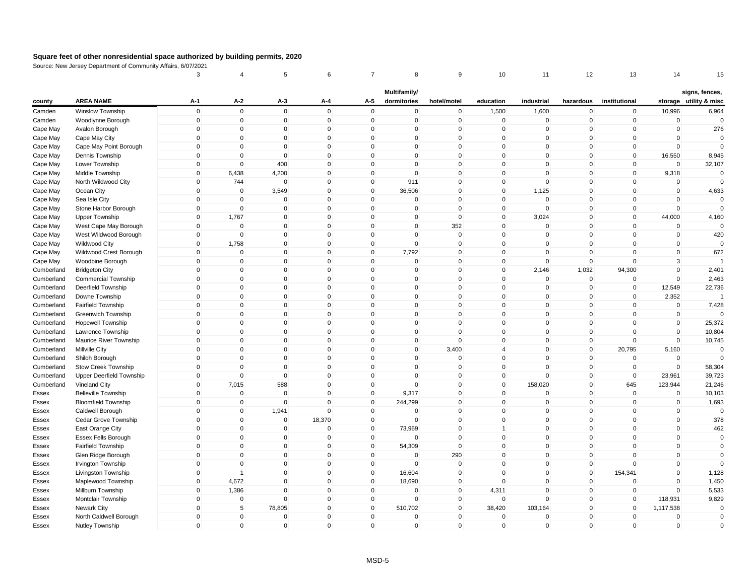# Square feet of other nonresidential space authorized by building permits, 2020

Source: New Jersey Department of Community Affairs, 6/07/2021

| | | 3 | 4 | 5 | 6 | 7 | 8 | 9 | 10 | 11 | 12 | 13 | 14 | 15 |
|---|---|---|---|---|---|---|---|---|---|---|---|---|---|---|
| county | AREA NAME | A-1 | A-2 | A-3 | A-4 | A-5 | Multifamily/ dormitories | hotel/motel | education | industrial | hazardous | institutional | storage | signs, fences, utility & misc |
| Camden | Winslow Township | 0 | 0 | 0 | 0 | 0 | 0 | 0 | 1,500 | 1,600 | 0 | 0 | 10,996 | 6,964 |
| Camden | Woodlynne Borough | 0 | 0 | 0 | 0 | 0 | 0 | 0 | 0 | 0 | 0 | 0 | 0 | 0 |
| Cape May | Avalon Borough | 0 | 0 | 0 | 0 | 0 | 0 | 0 | 0 | 0 | 0 | 0 | 0 | 276 |
| Cape May | Cape May City | 0 | 0 | 0 | 0 | 0 | 0 | 0 | 0 | 0 | 0 | 0 | 0 | 0 |
| Cape May | Cape May Point Borough | 0 | 0 | 0 | 0 | 0 | 0 | 0 | 0 | 0 | 0 | 0 | 0 | 0 |
| Cape May | Dennis Township | 0 | 0 | 0 | 0 | 0 | 0 | 0 | 0 | 0 | 0 | 0 | 16,550 | 8,945 |
| Cape May | Lower Township | 0 | 0 | 400 | 0 | 0 | 0 | 0 | 0 | 0 | 0 | 0 | 0 | 32,107 |
| Cape May | Middle Township | 0 | 6,438 | 4,200 | 0 | 0 | 0 | 0 | 0 | 0 | 0 | 0 | 9,318 | 0 |
| Cape May | North Wildwood City | 0 | 744 | 0 | 0 | 0 | 911 | 0 | 0 | 0 | 0 | 0 | 0 | 0 |
| Cape May | Ocean City | 0 | 0 | 3,549 | 0 | 0 | 36,506 | 0 | 0 | 1,125 | 0 | 0 | 0 | 4,633 |
| Cape May | Sea Isle City | 0 | 0 | 0 | 0 | 0 | 0 | 0 | 0 | 0 | 0 | 0 | 0 | 0 |
| Cape May | Stone Harbor Borough | 0 | 0 | 0 | 0 | 0 | 0 | 0 | 0 | 0 | 0 | 0 | 0 | 0 |
| Cape May | Upper Township | 0 | 1,767 | 0 | 0 | 0 | 0 | 0 | 0 | 3,024 | 0 | 0 | 44,000 | 4,160 |
| Cape May | West Cape May Borough | 0 | 0 | 0 | 0 | 0 | 0 | 352 | 0 | 0 | 0 | 0 | 0 | 0 |
| Cape May | West Wildwood Borough | 0 | 0 | 0 | 0 | 0 | 0 | 0 | 0 | 0 | 0 | 0 | 0 | 420 |
| Cape May | Wildwood City | 0 | 1,758 | 0 | 0 | 0 | 0 | 0 | 0 | 0 | 0 | 0 | 0 | 0 |
| Cape May | Wildwood Crest Borough | 0 | 0 | 0 | 0 | 0 | 7,792 | 0 | 0 | 0 | 0 | 0 | 0 | 672 |
| Cape May | Woodbine Borough | 0 | 0 | 0 | 0 | 0 | 0 | 0 | 0 | 0 | 0 | 0 | 3 | 1 |
| Cumberland | Bridgeton City | 0 | 0 | 0 | 0 | 0 | 0 | 0 | 0 | 2,146 | 1,032 | 94,300 | 0 | 2,401 |
| Cumberland | Commercial Township | 0 | 0 | 0 | 0 | 0 | 0 | 0 | 0 | 0 | 0 | 0 | 0 | 2,463 |
| Cumberland | Deerfield Township | 0 | 0 | 0 | 0 | 0 | 0 | 0 | 0 | 0 | 0 | 0 | 12,549 | 22,736 |
| Cumberland | Downe Township | 0 | 0 | 0 | 0 | 0 | 0 | 0 | 0 | 0 | 0 | 0 | 2,352 | 1 |
| Cumberland | Fairfield Township | 0 | 0 | 0 | 0 | 0 | 0 | 0 | 0 | 0 | 0 | 0 | 0 | 7,428 |
| Cumberland | Greenwich Township | 0 | 0 | 0 | 0 | 0 | 0 | 0 | 0 | 0 | 0 | 0 | 0 | 0 |
| Cumberland | Hopewell Township | 0 | 0 | 0 | 0 | 0 | 0 | 0 | 0 | 0 | 0 | 0 | 0 | 25,372 |
| Cumberland | Lawrence Township | 0 | 0 | 0 | 0 | 0 | 0 | 0 | 0 | 0 | 0 | 0 | 0 | 10,804 |
| Cumberland | Maurice River Township | 0 | 0 | 0 | 0 | 0 | 0 | 0 | 0 | 0 | 0 | 0 | 0 | 10,745 |
| Cumberland | Millville City | 0 | 0 | 0 | 0 | 0 | 0 | 3,400 | 4 | 0 | 0 | 20,795 | 5,160 | 0 |
| Cumberland | Shiloh Borough | 0 | 0 | 0 | 0 | 0 | 0 | 0 | 0 | 0 | 0 | 0 | 0 | 0 |
| Cumberland | Stow Creek Township | 0 | 0 | 0 | 0 | 0 | 0 | 0 | 0 | 0 | 0 | 0 | 0 | 58,304 |
| Cumberland | Upper Deerfield Township | 0 | 0 | 0 | 0 | 0 | 0 | 0 | 0 | 0 | 0 | 0 | 23,961 | 39,723 |
| Cumberland | Vineland City | 0 | 7,015 | 588 | 0 | 0 | 0 | 0 | 0 | 158,020 | 0 | 645 | 123,944 | 21,246 |
| Essex | Belleville Township | 0 | 0 | 0 | 0 | 0 | 9,317 | 0 | 0 | 0 | 0 | 0 | 0 | 10,103 |
| Essex | Bloomfield Township | 0 | 0 | 0 | 0 | 0 | 244,299 | 0 | 0 | 0 | 0 | 0 | 0 | 1,693 |
| Essex | Caldwell Borough | 0 | 0 | 1,941 | 0 | 0 | 0 | 0 | 0 | 0 | 0 | 0 | 0 | 0 |
| Essex | Cedar Grove Township | 0 | 0 | 0 | 18,370 | 0 | 0 | 0 | 0 | 0 | 0 | 0 | 0 | 378 |
| Essex | East Orange City | 0 | 0 | 0 | 0 | 0 | 73,969 | 0 | 1 | 0 | 0 | 0 | 0 | 462 |
| Essex | Essex Fells Borough | 0 | 0 | 0 | 0 | 0 | 0 | 0 | 0 | 0 | 0 | 0 | 0 | 0 |
| Essex | Fairfield Township | 0 | 0 | 0 | 0 | 0 | 54,309 | 0 | 0 | 0 | 0 | 0 | 0 | 0 |
| Essex | Glen Ridge Borough | 0 | 0 | 0 | 0 | 0 | 0 | 290 | 0 | 0 | 0 | 0 | 0 | 0 |
| Essex | Irvington Township | 0 | 0 | 0 | 0 | 0 | 0 | 0 | 0 | 0 | 0 | 0 | 0 | 0 |
| Essex | Livingston Township | 0 | 1 | 0 | 0 | 0 | 16,604 | 0 | 0 | 0 | 0 | 154,341 | 0 | 1,128 |
| Essex | Maplewood Township | 0 | 4,672 | 0 | 0 | 0 | 18,690 | 0 | 0 | 0 | 0 | 0 | 0 | 1,450 |
| Essex | Millburn Township | 0 | 1,386 | 0 | 0 | 0 | 0 | 0 | 4,311 | 0 | 0 | 0 | 0 | 5,533 |
| Essex | Montclair Township | 0 | 0 | 0 | 0 | 0 | 0 | 0 | 0 | 0 | 0 | 0 | 118,931 | 9,829 |
| Essex | Newark City | 0 | 5 | 78,805 | 0 | 0 | 510,702 | 0 | 38,420 | 103,164 | 0 | 0 | 1,117,538 | 0 |
| Essex | North Caldwell Borough | 0 | 0 | 0 | 0 | 0 | 0 | 0 | 0 | 0 | 0 | 0 | 0 | 0 |
| Essex | Nutley Township | 0 | 0 | 0 | 0 | 0 | 0 | 0 | 0 | 0 | 0 | 0 | 0 | 0 |

MSD-5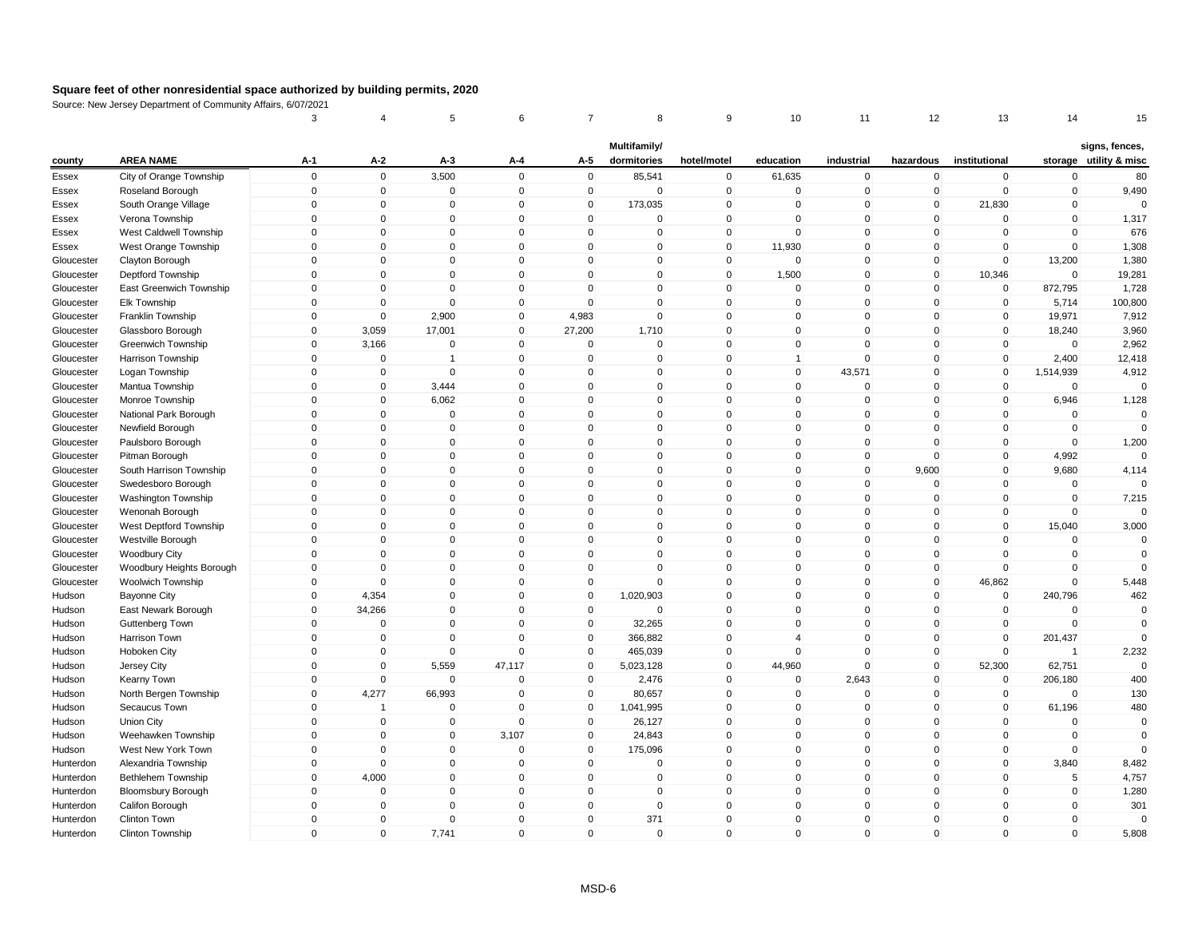**Square feet of other nonresidential space authorized by building permits, 2020**

Source: New Jersey Department of Community Affairs, 6/07/2021

| | | 3 | 4 | 5 | 6 | 7 | 8 | 9 | 10 | 11 | 12 | 13 | 14 | 15 |
|---|---|---|---|---|---|---|---|---|---|---|---|---|---|---|
| county | AREA NAME | A-1 | A-2 | A-3 | A-4 | A-5 | Multifamily/ dormitories | hotel/motel | education | industrial | hazardous | institutional | storage | signs, fences, utility & misc |
| Essex | City of Orange Township | 0 | 0 | 3,500 | 0 | 0 | 85,541 | 0 | 61,635 | 0 | 0 | 0 | 0 | 80 |
| Essex | Roseland Borough | 0 | 0 | 0 | 0 | 0 | 0 | 0 | 0 | 0 | 0 | 0 | 0 | 9,490 |
| Essex | South Orange Village | 0 | 0 | 0 | 0 | 0 | 173,035 | 0 | 0 | 0 | 0 | 21,830 | 0 | 0 |
| Essex | Verona Township | 0 | 0 | 0 | 0 | 0 | 0 | 0 | 0 | 0 | 0 | 0 | 0 | 1,317 |
| Essex | West Caldwell Township | 0 | 0 | 0 | 0 | 0 | 0 | 0 | 0 | 0 | 0 | 0 | 0 | 676 |
| Essex | West Orange Township | 0 | 0 | 0 | 0 | 0 | 0 | 0 | 11,930 | 0 | 0 | 0 | 0 | 1,308 |
| Gloucester | Clayton Borough | 0 | 0 | 0 | 0 | 0 | 0 | 0 | 0 | 0 | 0 | 0 | 13,200 | 1,380 |
| Gloucester | Deptford Township | 0 | 0 | 0 | 0 | 0 | 0 | 0 | 1,500 | 0 | 0 | 10,346 | 0 | 19,281 |
| Gloucester | East Greenwich Township | 0 | 0 | 0 | 0 | 0 | 0 | 0 | 0 | 0 | 0 | 0 | 872,795 | 1,728 |
| Gloucester | Elk Township | 0 | 0 | 0 | 0 | 0 | 0 | 0 | 0 | 0 | 0 | 0 | 5,714 | 100,800 |
| Gloucester | Franklin Township | 0 | 0 | 2,900 | 0 | 4,983 | 0 | 0 | 0 | 0 | 0 | 0 | 19,971 | 7,912 |
| Gloucester | Glassboro Borough | 0 | 3,059 | 17,001 | 0 | 27,200 | 1,710 | 0 | 0 | 0 | 0 | 0 | 18,240 | 3,960 |
| Gloucester | Greenwich Township | 0 | 3,166 | 0 | 0 | 0 | 0 | 0 | 0 | 0 | 0 | 0 | 0 | 2,962 |
| Gloucester | Harrison Township | 0 | 0 | 1 | 0 | 0 | 0 | 0 | 1 | 0 | 0 | 0 | 2,400 | 12,418 |
| Gloucester | Logan Township | 0 | 0 | 0 | 0 | 0 | 0 | 0 | 0 | 43,571 | 0 | 0 | 1,514,939 | 4,912 |
| Gloucester | Mantua Township | 0 | 0 | 3,444 | 0 | 0 | 0 | 0 | 0 | 0 | 0 | 0 | 0 | 0 |
| Gloucester | Monroe Township | 0 | 0 | 6,062 | 0 | 0 | 0 | 0 | 0 | 0 | 0 | 0 | 6,946 | 1,128 |
| Gloucester | National Park Borough | 0 | 0 | 0 | 0 | 0 | 0 | 0 | 0 | 0 | 0 | 0 | 0 | 0 |
| Gloucester | Newfield Borough | 0 | 0 | 0 | 0 | 0 | 0 | 0 | 0 | 0 | 0 | 0 | 0 | 0 |
| Gloucester | Paulsboro Borough | 0 | 0 | 0 | 0 | 0 | 0 | 0 | 0 | 0 | 0 | 0 | 0 | 1,200 |
| Gloucester | Pitman Borough | 0 | 0 | 0 | 0 | 0 | 0 | 0 | 0 | 0 | 0 | 0 | 4,992 | 0 |
| Gloucester | South Harrison Township | 0 | 0 | 0 | 0 | 0 | 0 | 0 | 0 | 0 | 9,600 | 0 | 9,680 | 4,114 |
| Gloucester | Swedesboro Borough | 0 | 0 | 0 | 0 | 0 | 0 | 0 | 0 | 0 | 0 | 0 | 0 | 0 |
| Gloucester | Washington Township | 0 | 0 | 0 | 0 | 0 | 0 | 0 | 0 | 0 | 0 | 0 | 0 | 7,215 |
| Gloucester | Wenonah Borough | 0 | 0 | 0 | 0 | 0 | 0 | 0 | 0 | 0 | 0 | 0 | 0 | 0 |
| Gloucester | West Deptford Township | 0 | 0 | 0 | 0 | 0 | 0 | 0 | 0 | 0 | 0 | 0 | 15,040 | 3,000 |
| Gloucester | Westville Borough | 0 | 0 | 0 | 0 | 0 | 0 | 0 | 0 | 0 | 0 | 0 | 0 | 0 |
| Gloucester | Woodbury City | 0 | 0 | 0 | 0 | 0 | 0 | 0 | 0 | 0 | 0 | 0 | 0 | 0 |
| Gloucester | Woodbury Heights Borough | 0 | 0 | 0 | 0 | 0 | 0 | 0 | 0 | 0 | 0 | 0 | 0 | 0 |
| Gloucester | Woolwich Township | 0 | 0 | 0 | 0 | 0 | 0 | 0 | 0 | 0 | 0 | 46,862 | 0 | 5,448 |
| Hudson | Bayonne City | 0 | 4,354 | 0 | 0 | 0 | 1,020,903 | 0 | 0 | 0 | 0 | 0 | 240,796 | 462 |
| Hudson | East Newark Borough | 0 | 34,266 | 0 | 0 | 0 | 0 | 0 | 0 | 0 | 0 | 0 | 0 | 0 |
| Hudson | Guttenberg Town | 0 | 0 | 0 | 0 | 0 | 32,265 | 0 | 0 | 0 | 0 | 0 | 0 | 0 |
| Hudson | Harrison Town | 0 | 0 | 0 | 0 | 0 | 366,882 | 0 | 4 | 0 | 0 | 0 | 201,437 | 0 |
| Hudson | Hoboken City | 0 | 0 | 0 | 0 | 0 | 465,039 | 0 | 0 | 0 | 0 | 0 | 1 | 2,232 |
| Hudson | Jersey City | 0 | 0 | 5,559 | 47,117 | 0 | 5,023,128 | 0 | 44,960 | 0 | 0 | 52,300 | 62,751 | 0 |
| Hudson | Kearny Town | 0 | 0 | 0 | 0 | 0 | 2,476 | 0 | 0 | 2,643 | 0 | 0 | 206,180 | 400 |
| Hudson | North Bergen Township | 0 | 4,277 | 66,993 | 0 | 0 | 80,657 | 0 | 0 | 0 | 0 | 0 | 0 | 130 |
| Hudson | Secaucus Town | 0 | 1 | 0 | 0 | 0 | 1,041,995 | 0 | 0 | 0 | 0 | 0 | 61,196 | 480 |
| Hudson | Union City | 0 | 0 | 0 | 0 | 0 | 26,127 | 0 | 0 | 0 | 0 | 0 | 0 | 0 |
| Hudson | Weehawken Township | 0 | 0 | 0 | 3,107 | 0 | 24,843 | 0 | 0 | 0 | 0 | 0 | 0 | 0 |
| Hudson | West New York Town | 0 | 0 | 0 | 0 | 0 | 175,096 | 0 | 0 | 0 | 0 | 0 | 0 | 0 |
| Hunterdon | Alexandria Township | 0 | 0 | 0 | 0 | 0 | 0 | 0 | 0 | 0 | 0 | 0 | 3,840 | 8,482 |
| Hunterdon | Bethlehem Township | 0 | 4,000 | 0 | 0 | 0 | 0 | 0 | 0 | 0 | 0 | 0 | 5 | 4,757 |
| Hunterdon | Bloomsbury Borough | 0 | 0 | 0 | 0 | 0 | 0 | 0 | 0 | 0 | 0 | 0 | 0 | 1,280 |
| Hunterdon | Califon Borough | 0 | 0 | 0 | 0 | 0 | 0 | 0 | 0 | 0 | 0 | 0 | 0 | 301 |
| Hunterdon | Clinton Town | 0 | 0 | 0 | 0 | 0 | 371 | 0 | 0 | 0 | 0 | 0 | 0 | 0 |
| Hunterdon | Clinton Township | 0 | 0 | 7,741 | 0 | 0 | 0 | 0 | 0 | 0 | 0 | 0 | 0 | 5,808 |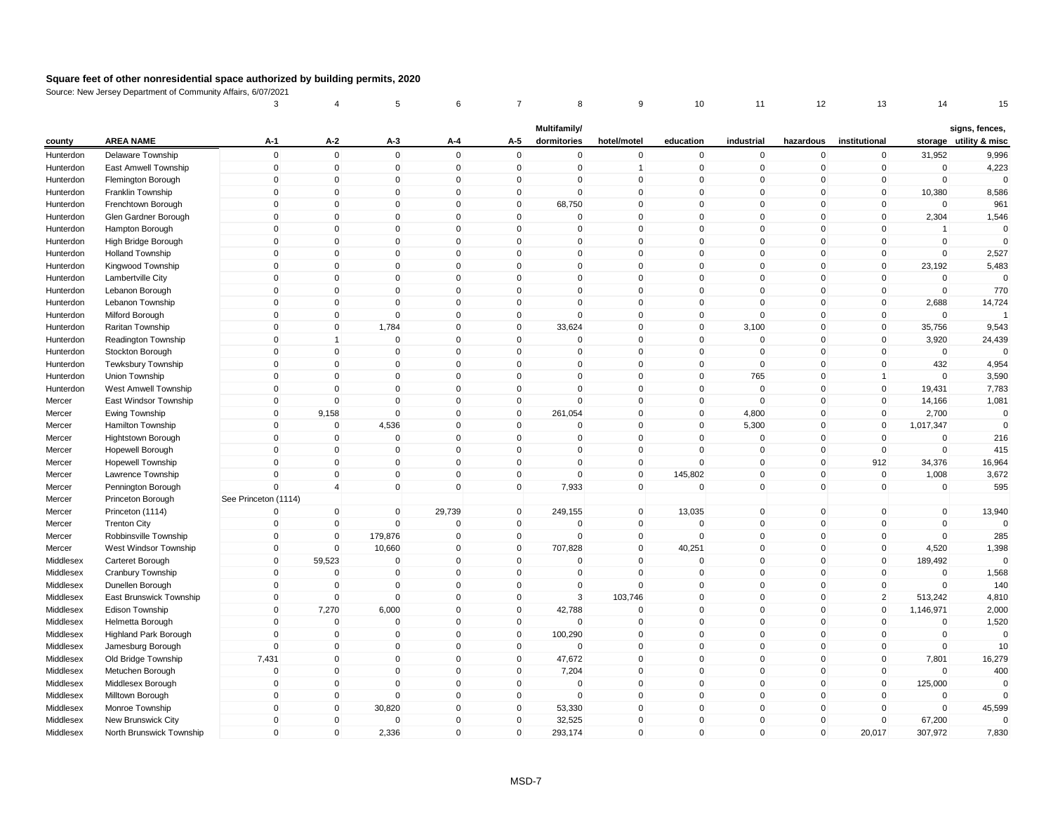# Square feet of other nonresidential space authorized by building permits, 2020

Source: New Jersey Department of Community Affairs, 6/07/2021

| | | 3 | 4 | 5 | 6 | 7 | 8 | 9 | 10 | 11 | 12 | 13 | 14 | 15 |
|---|---|---|---|---|---|---|---|---|---|---|---|---|---|---|
| county | AREA NAME | A-1 | A-2 | A-3 | A-4 | A-5 | Multifamily/ dormitories | hotel/motel | education | industrial | hazardous | institutional | storage | signs, fences, utility & misc |
| Hunterdon | Delaware Township | 0 | 0 | 0 | 0 | 0 | 0 | 0 | 0 | 0 | 0 | 0 | 31,952 | 9,996 |
| Hunterdon | East Amwell Township | 0 | 0 | 0 | 0 | 0 | 0 | 1 | 0 | 0 | 0 | 0 | 0 | 4,223 |
| Hunterdon | Flemington Borough | 0 | 0 | 0 | 0 | 0 | 0 | 0 | 0 | 0 | 0 | 0 | 0 | 0 |
| Hunterdon | Franklin Township | 0 | 0 | 0 | 0 | 0 | 0 | 0 | 0 | 0 | 0 | 0 | 10,380 | 8,586 |
| Hunterdon | Frenchtown Borough | 0 | 0 | 0 | 0 | 0 | 68,750 | 0 | 0 | 0 | 0 | 0 | 0 | 961 |
| Hunterdon | Glen Gardner Borough | 0 | 0 | 0 | 0 | 0 | 0 | 0 | 0 | 0 | 0 | 0 | 2,304 | 1,546 |
| Hunterdon | Hampton Borough | 0 | 0 | 0 | 0 | 0 | 0 | 0 | 0 | 0 | 0 | 0 | 1 | 0 |
| Hunterdon | High Bridge Borough | 0 | 0 | 0 | 0 | 0 | 0 | 0 | 0 | 0 | 0 | 0 | 0 | 0 |
| Hunterdon | Holland Township | 0 | 0 | 0 | 0 | 0 | 0 | 0 | 0 | 0 | 0 | 0 | 0 | 2,527 |
| Hunterdon | Kingwood Township | 0 | 0 | 0 | 0 | 0 | 0 | 0 | 0 | 0 | 0 | 0 | 23,192 | 5,483 |
| Hunterdon | Lambertville City | 0 | 0 | 0 | 0 | 0 | 0 | 0 | 0 | 0 | 0 | 0 | 0 | 0 |
| Hunterdon | Lebanon Borough | 0 | 0 | 0 | 0 | 0 | 0 | 0 | 0 | 0 | 0 | 0 | 0 | 770 |
| Hunterdon | Lebanon Township | 0 | 0 | 0 | 0 | 0 | 0 | 0 | 0 | 0 | 0 | 0 | 2,688 | 14,724 |
| Hunterdon | Milford Borough | 0 | 0 | 0 | 0 | 0 | 0 | 0 | 0 | 0 | 0 | 0 | 0 | 1 |
| Hunterdon | Raritan Township | 0 | 0 | 1,784 | 0 | 0 | 33,624 | 0 | 0 | 3,100 | 0 | 0 | 35,756 | 9,543 |
| Hunterdon | Readington Township | 0 | 1 | 0 | 0 | 0 | 0 | 0 | 0 | 0 | 0 | 0 | 3,920 | 24,439 |
| Hunterdon | Stockton Borough | 0 | 0 | 0 | 0 | 0 | 0 | 0 | 0 | 0 | 0 | 0 | 0 | 0 |
| Hunterdon | Tewksbury Township | 0 | 0 | 0 | 0 | 0 | 0 | 0 | 0 | 0 | 0 | 0 | 432 | 4,954 |
| Hunterdon | Union Township | 0 | 0 | 0 | 0 | 0 | 0 | 0 | 0 | 765 | 0 | 1 | 0 | 3,590 |
| Hunterdon | West Amwell Township | 0 | 0 | 0 | 0 | 0 | 0 | 0 | 0 | 0 | 0 | 0 | 19,431 | 7,783 |
| Mercer | East Windsor Township | 0 | 0 | 0 | 0 | 0 | 0 | 0 | 0 | 0 | 0 | 0 | 14,166 | 1,081 |
| Mercer | Ewing Township | 0 | 9,158 | 0 | 0 | 0 | 261,054 | 0 | 0 | 4,800 | 0 | 0 | 2,700 | 0 |
| Mercer | Hamilton Township | 0 | 0 | 4,536 | 0 | 0 | 0 | 0 | 0 | 5,300 | 0 | 0 | 1,017,347 | 0 |
| Mercer | Hightstown Borough | 0 | 0 | 0 | 0 | 0 | 0 | 0 | 0 | 0 | 0 | 0 | 0 | 216 |
| Mercer | Hopewell Borough | 0 | 0 | 0 | 0 | 0 | 0 | 0 | 0 | 0 | 0 | 0 | 0 | 415 |
| Mercer | Hopewell Township | 0 | 0 | 0 | 0 | 0 | 0 | 0 | 0 | 0 | 0 | 912 | 34,376 | 16,964 |
| Mercer | Lawrence Township | 0 | 0 | 0 | 0 | 0 | 0 | 0 | 145,802 | 0 | 0 | 0 | 1,008 | 3,672 |
| Mercer | Pennington Borough | 0 | 4 | 0 | 0 | 0 | 7,933 | 0 | 0 | 0 | 0 | 0 | 0 | 595 |
| Mercer | Princeton Borough | See Princeton (1114) | | | | | | | | | | | | |
| Mercer | Princeton (1114) | 0 | 0 | 0 | 29,739 | 0 | 249,155 | 0 | 13,035 | 0 | 0 | 0 | 0 | 13,940 |
| Mercer | Trenton City | 0 | 0 | 0 | 0 | 0 | 0 | 0 | 0 | 0 | 0 | 0 | 0 | 0 |
| Mercer | Robbinsville Township | 0 | 0 | 179,876 | 0 | 0 | 0 | 0 | 0 | 0 | 0 | 0 | 0 | 285 |
| Mercer | West Windsor Township | 0 | 0 | 10,660 | 0 | 0 | 707,828 | 0 | 40,251 | 0 | 0 | 0 | 4,520 | 1,398 |
| Middlesex | Carteret Borough | 0 | 59,523 | 0 | 0 | 0 | 0 | 0 | 0 | 0 | 0 | 0 | 189,492 | 0 |
| Middlesex | Cranbury Township | 0 | 0 | 0 | 0 | 0 | 0 | 0 | 0 | 0 | 0 | 0 | 0 | 1,568 |
| Middlesex | Dunellen Borough | 0 | 0 | 0 | 0 | 0 | 0 | 0 | 0 | 0 | 0 | 0 | 0 | 140 |
| Middlesex | East Brunswick Township | 0 | 0 | 0 | 0 | 0 | 3 | 103,746 | 0 | 0 | 0 | 2 | 513,242 | 4,810 |
| Middlesex | Edison Township | 0 | 7,270 | 6,000 | 0 | 0 | 42,788 | 0 | 0 | 0 | 0 | 0 | 1,146,971 | 2,000 |
| Middlesex | Helmetta Borough | 0 | 0 | 0 | 0 | 0 | 0 | 0 | 0 | 0 | 0 | 0 | 0 | 1,520 |
| Middlesex | Highland Park Borough | 0 | 0 | 0 | 0 | 0 | 100,290 | 0 | 0 | 0 | 0 | 0 | 0 | 0 |
| Middlesex | Jamesburg Borough | 0 | 0 | 0 | 0 | 0 | 0 | 0 | 0 | 0 | 0 | 0 | 0 | 10 |
| Middlesex | Old Bridge Township | 7,431 | 0 | 0 | 0 | 0 | 47,672 | 0 | 0 | 0 | 0 | 0 | 7,801 | 16,279 |
| Middlesex | Metuchen Borough | 0 | 0 | 0 | 0 | 0 | 7,204 | 0 | 0 | 0 | 0 | 0 | 0 | 400 |
| Middlesex | Middlesex Borough | 0 | 0 | 0 | 0 | 0 | 0 | 0 | 0 | 0 | 0 | 0 | 125,000 | 0 |
| Middlesex | Milltown Borough | 0 | 0 | 0 | 0 | 0 | 0 | 0 | 0 | 0 | 0 | 0 | 0 | 0 |
| Middlesex | Monroe Township | 0 | 0 | 30,820 | 0 | 0 | 53,330 | 0 | 0 | 0 | 0 | 0 | 0 | 45,599 |
| Middlesex | New Brunswick City | 0 | 0 | 0 | 0 | 0 | 32,525 | 0 | 0 | 0 | 0 | 0 | 67,200 | 0 |
| Middlesex | North Brunswick Township | 0 | 0 | 2,336 | 0 | 0 | 293,174 | 0 | 0 | 0 | 0 | 20,017 | 307,972 | 7,830 |

MSD-7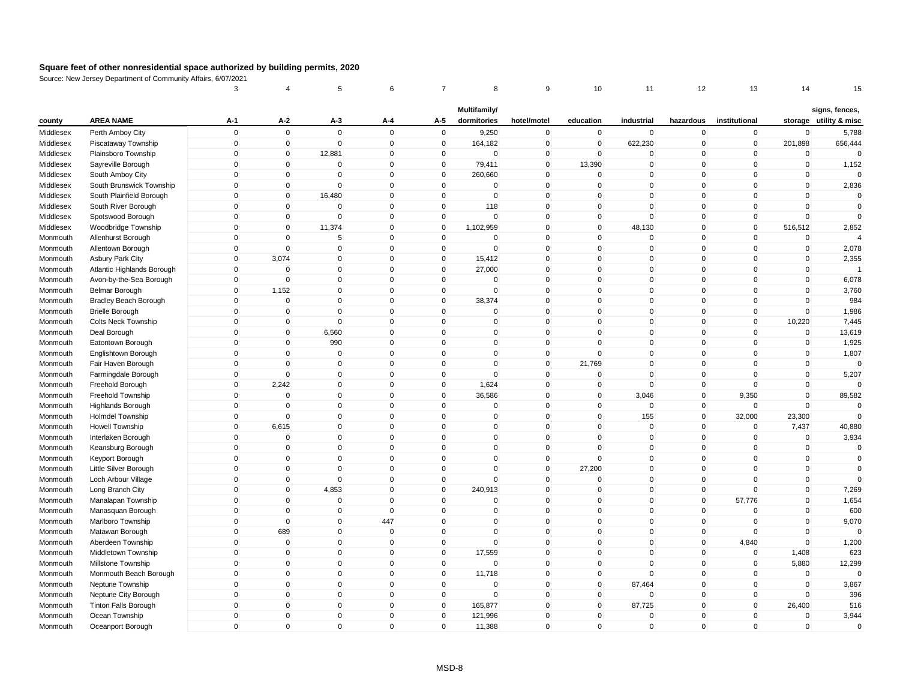## Square feet of other nonresidential space authorized by building permits, 2020

Source: New Jersey Department of Community Affairs, 6/07/2021

| | | 3 | 4 | 5 | 6 | 7 | 8 | 9 | 10 | 11 | 12 | 13 | 14 | 15 |
|---|---|---|---|---|---|---|---|---|---|---|---|---|---|---|
| county | AREA NAME | A-1 | A-2 | A-3 | A-4 | A-5 | Multifamily/ dormitories | hotel/motel | education | industrial | hazardous | institutional | storage | signs, fences, utility & misc |
| Middlesex | Perth Amboy City | 0 | 0 | 0 | 0 | 0 | 9,250 | 0 | 0 | 0 | 0 | 0 | 0 | 5,788 |
| Middlesex | Piscataway Township | 0 | 0 | 0 | 0 | 0 | 164,182 | 0 | 0 | 622,230 | 0 | 0 | 201,898 | 656,444 |
| Middlesex | Plainsboro Township | 0 | 0 | 12,881 | 0 | 0 | 0 | 0 | 0 | 0 | 0 | 0 | 0 | 0 |
| Middlesex | Sayreville Borough | 0 | 0 | 0 | 0 | 0 | 79,411 | 0 | 13,390 | 0 | 0 | 0 | 0 | 1,152 |
| Middlesex | South Amboy City | 0 | 0 | 0 | 0 | 0 | 260,660 | 0 | 0 | 0 | 0 | 0 | 0 | 0 |
| Middlesex | South Brunswick Township | 0 | 0 | 0 | 0 | 0 | 0 | 0 | 0 | 0 | 0 | 0 | 0 | 2,836 |
| Middlesex | South Plainfield Borough | 0 | 0 | 16,480 | 0 | 0 | 0 | 0 | 0 | 0 | 0 | 0 | 0 | 0 |
| Middlesex | South River Borough | 0 | 0 | 0 | 0 | 0 | 118 | 0 | 0 | 0 | 0 | 0 | 0 | 0 |
| Middlesex | Spotswood Borough | 0 | 0 | 0 | 0 | 0 | 0 | 0 | 0 | 0 | 0 | 0 | 0 | 0 |
| Middlesex | Woodbridge Township | 0 | 0 | 11,374 | 0 | 0 | 1,102,959 | 0 | 0 | 48,130 | 0 | 0 | 516,512 | 2,852 |
| Monmouth | Allenhurst Borough | 0 | 0 | 5 | 0 | 0 | 0 | 0 | 0 | 0 | 0 | 0 | 0 | 4 |
| Monmouth | Allentown Borough | 0 | 0 | 0 | 0 | 0 | 0 | 0 | 0 | 0 | 0 | 0 | 0 | 2,078 |
| Monmouth | Asbury Park City | 0 | 3,074 | 0 | 0 | 0 | 15,412 | 0 | 0 | 0 | 0 | 0 | 0 | 2,355 |
| Monmouth | Atlantic Highlands Borough | 0 | 0 | 0 | 0 | 0 | 27,000 | 0 | 0 | 0 | 0 | 0 | 0 | 1 |
| Monmouth | Avon-by-the-Sea Borough | 0 | 0 | 0 | 0 | 0 | 0 | 0 | 0 | 0 | 0 | 0 | 0 | 6,078 |
| Monmouth | Belmar Borough | 0 | 1,152 | 0 | 0 | 0 | 0 | 0 | 0 | 0 | 0 | 0 | 0 | 3,760 |
| Monmouth | Bradley Beach Borough | 0 | 0 | 0 | 0 | 0 | 38,374 | 0 | 0 | 0 | 0 | 0 | 0 | 984 |
| Monmouth | Brielle Borough | 0 | 0 | 0 | 0 | 0 | 0 | 0 | 0 | 0 | 0 | 0 | 0 | 1,986 |
| Monmouth | Colts Neck Township | 0 | 0 | 0 | 0 | 0 | 0 | 0 | 0 | 0 | 0 | 0 | 10,220 | 7,445 |
| Monmouth | Deal Borough | 0 | 0 | 6,560 | 0 | 0 | 0 | 0 | 0 | 0 | 0 | 0 | 0 | 13,619 |
| Monmouth | Eatontown Borough | 0 | 0 | 990 | 0 | 0 | 0 | 0 | 0 | 0 | 0 | 0 | 0 | 1,925 |
| Monmouth | Englishtown Borough | 0 | 0 | 0 | 0 | 0 | 0 | 0 | 0 | 0 | 0 | 0 | 0 | 1,807 |
| Monmouth | Fair Haven Borough | 0 | 0 | 0 | 0 | 0 | 0 | 0 | 21,769 | 0 | 0 | 0 | 0 | 0 |
| Monmouth | Farmingdale Borough | 0 | 0 | 0 | 0 | 0 | 0 | 0 | 0 | 0 | 0 | 0 | 0 | 5,207 |
| Monmouth | Freehold Borough | 0 | 2,242 | 0 | 0 | 0 | 1,624 | 0 | 0 | 0 | 0 | 0 | 0 | 0 |
| Monmouth | Freehold Township | 0 | 0 | 0 | 0 | 0 | 36,586 | 0 | 0 | 3,046 | 0 | 9,350 | 0 | 89,582 |
| Monmouth | Highlands Borough | 0 | 0 | 0 | 0 | 0 | 0 | 0 | 0 | 0 | 0 | 0 | 0 | 0 |
| Monmouth | Holmdel Township | 0 | 0 | 0 | 0 | 0 | 0 | 0 | 0 | 155 | 0 | 32,000 | 23,300 | 0 |
| Monmouth | Howell Township | 0 | 6,615 | 0 | 0 | 0 | 0 | 0 | 0 | 0 | 0 | 0 | 7,437 | 40,880 |
| Monmouth | Interlaken Borough | 0 | 0 | 0 | 0 | 0 | 0 | 0 | 0 | 0 | 0 | 0 | 0 | 3,934 |
| Monmouth | Keansburg Borough | 0 | 0 | 0 | 0 | 0 | 0 | 0 | 0 | 0 | 0 | 0 | 0 | 0 |
| Monmouth | Keyport Borough | 0 | 0 | 0 | 0 | 0 | 0 | 0 | 0 | 0 | 0 | 0 | 0 | 0 |
| Monmouth | Little Silver Borough | 0 | 0 | 0 | 0 | 0 | 0 | 0 | 27,200 | 0 | 0 | 0 | 0 | 0 |
| Monmouth | Loch Arbour Village | 0 | 0 | 0 | 0 | 0 | 0 | 0 | 0 | 0 | 0 | 0 | 0 | 0 |
| Monmouth | Long Branch City | 0 | 0 | 4,853 | 0 | 0 | 240,913 | 0 | 0 | 0 | 0 | 0 | 0 | 7,269 |
| Monmouth | Manalapan Township | 0 | 0 | 0 | 0 | 0 | 0 | 0 | 0 | 0 | 0 | 57,776 | 0 | 1,654 |
| Monmouth | Manasquan Borough | 0 | 0 | 0 | 0 | 0 | 0 | 0 | 0 | 0 | 0 | 0 | 0 | 600 |
| Monmouth | Marlboro Township | 0 | 0 | 0 | 447 | 0 | 0 | 0 | 0 | 0 | 0 | 0 | 0 | 9,070 |
| Monmouth | Matawan Borough | 0 | 689 | 0 | 0 | 0 | 0 | 0 | 0 | 0 | 0 | 0 | 0 | 0 |
| Monmouth | Aberdeen Township | 0 | 0 | 0 | 0 | 0 | 0 | 0 | 0 | 0 | 0 | 4,840 | 0 | 1,200 |
| Monmouth | Middletown Township | 0 | 0 | 0 | 0 | 0 | 17,559 | 0 | 0 | 0 | 0 | 0 | 1,408 | 623 |
| Monmouth | Millstone Township | 0 | 0 | 0 | 0 | 0 | 0 | 0 | 0 | 0 | 0 | 0 | 5,880 | 12,299 |
| Monmouth | Monmouth Beach Borough | 0 | 0 | 0 | 0 | 0 | 11,718 | 0 | 0 | 0 | 0 | 0 | 0 | 0 |
| Monmouth | Neptune Township | 0 | 0 | 0 | 0 | 0 | 0 | 0 | 0 | 87,464 | 0 | 0 | 0 | 3,867 |
| Monmouth | Neptune City Borough | 0 | 0 | 0 | 0 | 0 | 0 | 0 | 0 | 0 | 0 | 0 | 0 | 396 |
| Monmouth | Tinton Falls Borough | 0 | 0 | 0 | 0 | 0 | 165,877 | 0 | 0 | 87,725 | 0 | 0 | 26,400 | 516 |
| Monmouth | Ocean Township | 0 | 0 | 0 | 0 | 0 | 121,996 | 0 | 0 | 0 | 0 | 0 | 0 | 3,944 |
| Monmouth | Oceanport Borough | 0 | 0 | 0 | 0 | 0 | 11,388 | 0 | 0 | 0 | 0 | 0 | 0 | 0 |

MSD-8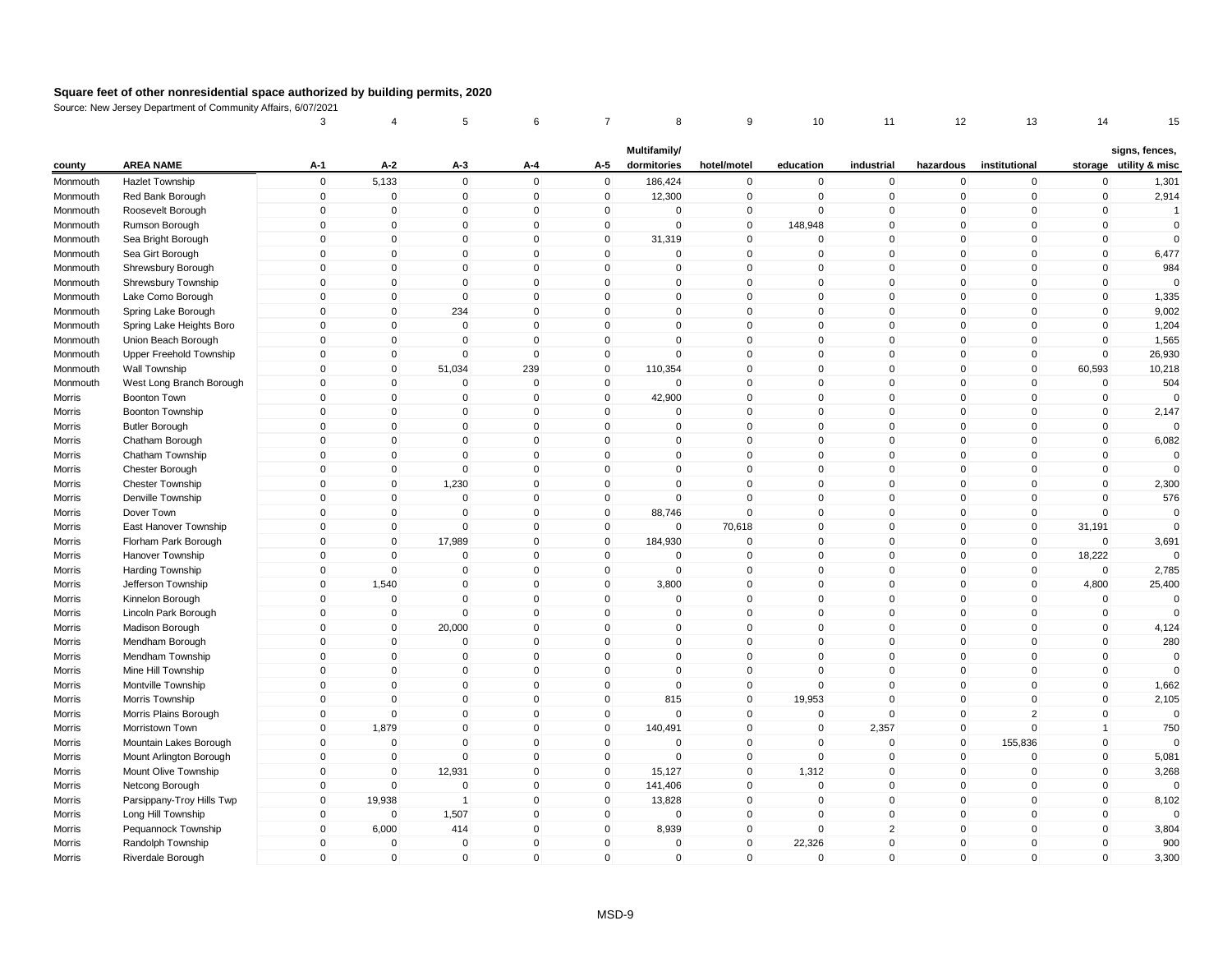# Square feet of other nonresidential space authorized by building permits, 2020

Source: New Jersey Department of Community Affairs, 6/07/2021

| | | 3 | 4 | 5 | 6 | 7 | 8 | 9 | 10 | 11 | 12 | 13 | 14 | 15 |
|---|---|---|---|---|---|---|---|---|---|---|---|---|---|---|
| county | AREA NAME | A-1 | A-2 | A-3 | A-4 | A-5 | Multifamily/ dormitories | hotel/motel | education | industrial | hazardous | institutional | storage | signs, fences, utility & misc |
| Monmouth | Hazlet Township | 0 | 5,133 | 0 | 0 | 0 | 186,424 | 0 | 0 | 0 | 0 | 0 | 0 | 1,301 |
| Monmouth | Red Bank Borough | 0 | 0 | 0 | 0 | 0 | 12,300 | 0 | 0 | 0 | 0 | 0 | 0 | 2,914 |
| Monmouth | Roosevelt Borough | 0 | 0 | 0 | 0 | 0 | 0 | 0 | 0 | 0 | 0 | 0 | 0 | 1 |
| Monmouth | Rumson Borough | 0 | 0 | 0 | 0 | 0 | 0 | 0 | 148,948 | 0 | 0 | 0 | 0 | 0 |
| Monmouth | Sea Bright Borough | 0 | 0 | 0 | 0 | 0 | 31,319 | 0 | 0 | 0 | 0 | 0 | 0 | 0 |
| Monmouth | Sea Girt Borough | 0 | 0 | 0 | 0 | 0 | 0 | 0 | 0 | 0 | 0 | 0 | 0 | 6,477 |
| Monmouth | Shrewsbury Borough | 0 | 0 | 0 | 0 | 0 | 0 | 0 | 0 | 0 | 0 | 0 | 0 | 984 |
| Monmouth | Shrewsbury Township | 0 | 0 | 0 | 0 | 0 | 0 | 0 | 0 | 0 | 0 | 0 | 0 | 0 |
| Monmouth | Lake Como Borough | 0 | 0 | 0 | 0 | 0 | 0 | 0 | 0 | 0 | 0 | 0 | 0 | 1,335 |
| Monmouth | Spring Lake Borough | 0 | 0 | 234 | 0 | 0 | 0 | 0 | 0 | 0 | 0 | 0 | 0 | 9,002 |
| Monmouth | Spring Lake Heights Boro | 0 | 0 | 0 | 0 | 0 | 0 | 0 | 0 | 0 | 0 | 0 | 0 | 1,204 |
| Monmouth | Union Beach Borough | 0 | 0 | 0 | 0 | 0 | 0 | 0 | 0 | 0 | 0 | 0 | 0 | 1,565 |
| Monmouth | Upper Freehold Township | 0 | 0 | 0 | 0 | 0 | 0 | 0 | 0 | 0 | 0 | 0 | 0 | 26,930 |
| Monmouth | Wall Township | 0 | 0 | 51,034 | 239 | 0 | 110,354 | 0 | 0 | 0 | 0 | 0 | 60,593 | 10,218 |
| Monmouth | West Long Branch Borough | 0 | 0 | 0 | 0 | 0 | 0 | 0 | 0 | 0 | 0 | 0 | 0 | 504 |
| Morris | Boonton Town | 0 | 0 | 0 | 0 | 0 | 42,900 | 0 | 0 | 0 | 0 | 0 | 0 | 0 |
| Morris | Boonton Township | 0 | 0 | 0 | 0 | 0 | 0 | 0 | 0 | 0 | 0 | 0 | 0 | 2,147 |
| Morris | Butler Borough | 0 | 0 | 0 | 0 | 0 | 0 | 0 | 0 | 0 | 0 | 0 | 0 | 0 |
| Morris | Chatham Borough | 0 | 0 | 0 | 0 | 0 | 0 | 0 | 0 | 0 | 0 | 0 | 0 | 6,082 |
| Morris | Chatham Township | 0 | 0 | 0 | 0 | 0 | 0 | 0 | 0 | 0 | 0 | 0 | 0 | 0 |
| Morris | Chester Borough | 0 | 0 | 0 | 0 | 0 | 0 | 0 | 0 | 0 | 0 | 0 | 0 | 0 |
| Morris | Chester Township | 0 | 0 | 1,230 | 0 | 0 | 0 | 0 | 0 | 0 | 0 | 0 | 0 | 2,300 |
| Morris | Denville Township | 0 | 0 | 0 | 0 | 0 | 0 | 0 | 0 | 0 | 0 | 0 | 0 | 576 |
| Morris | Dover Town | 0 | 0 | 0 | 0 | 0 | 88,746 | 0 | 0 | 0 | 0 | 0 | 0 | 0 |
| Morris | East Hanover Township | 0 | 0 | 0 | 0 | 0 | 0 | 70,618 | 0 | 0 | 0 | 0 | 31,191 | 0 |
| Morris | Florham Park Borough | 0 | 0 | 17,989 | 0 | 0 | 184,930 | 0 | 0 | 0 | 0 | 0 | 0 | 3,691 |
| Morris | Hanover Township | 0 | 0 | 0 | 0 | 0 | 0 | 0 | 0 | 0 | 0 | 0 | 18,222 | 0 |
| Morris | Harding Township | 0 | 0 | 0 | 0 | 0 | 0 | 0 | 0 | 0 | 0 | 0 | 0 | 2,785 |
| Morris | Jefferson Township | 0 | 1,540 | 0 | 0 | 0 | 3,800 | 0 | 0 | 0 | 0 | 0 | 4,800 | 25,400 |
| Morris | Kinnelon Borough | 0 | 0 | 0 | 0 | 0 | 0 | 0 | 0 | 0 | 0 | 0 | 0 | 0 |
| Morris | Lincoln Park Borough | 0 | 0 | 0 | 0 | 0 | 0 | 0 | 0 | 0 | 0 | 0 | 0 | 0 |
| Morris | Madison Borough | 0 | 0 | 20,000 | 0 | 0 | 0 | 0 | 0 | 0 | 0 | 0 | 0 | 4,124 |
| Morris | Mendham Borough | 0 | 0 | 0 | 0 | 0 | 0 | 0 | 0 | 0 | 0 | 0 | 0 | 280 |
| Morris | Mendham Township | 0 | 0 | 0 | 0 | 0 | 0 | 0 | 0 | 0 | 0 | 0 | 0 | 0 |
| Morris | Mine Hill Township | 0 | 0 | 0 | 0 | 0 | 0 | 0 | 0 | 0 | 0 | 0 | 0 | 0 |
| Morris | Montville Township | 0 | 0 | 0 | 0 | 0 | 0 | 0 | 0 | 0 | 0 | 0 | 0 | 1,662 |
| Morris | Morris Township | 0 | 0 | 0 | 0 | 0 | 815 | 0 | 19,953 | 0 | 0 | 0 | 0 | 2,105 |
| Morris | Morris Plains Borough | 0 | 0 | 0 | 0 | 0 | 0 | 0 | 0 | 0 | 0 | 2 | 0 | 0 |
| Morris | Morristown Town | 0 | 1,879 | 0 | 0 | 0 | 140,491 | 0 | 0 | 2,357 | 0 | 0 | 1 | 750 |
| Morris | Mountain Lakes Borough | 0 | 0 | 0 | 0 | 0 | 0 | 0 | 0 | 0 | 0 | 155,836 | 0 | 0 |
| Morris | Mount Arlington Borough | 0 | 0 | 0 | 0 | 0 | 0 | 0 | 0 | 0 | 0 | 0 | 0 | 5,081 |
| Morris | Mount Olive Township | 0 | 0 | 12,931 | 0 | 0 | 15,127 | 0 | 1,312 | 0 | 0 | 0 | 0 | 3,268 |
| Morris | Netcong Borough | 0 | 0 | 0 | 0 | 0 | 141,406 | 0 | 0 | 0 | 0 | 0 | 0 | 0 |
| Morris | Parsippany-Troy Hills Twp | 0 | 19,938 | 1 | 0 | 0 | 13,828 | 0 | 0 | 0 | 0 | 0 | 0 | 8,102 |
| Morris | Long Hill Township | 0 | 0 | 1,507 | 0 | 0 | 0 | 0 | 0 | 0 | 0 | 0 | 0 | 0 |
| Morris | Pequannock Township | 0 | 6,000 | 414 | 0 | 0 | 8,939 | 0 | 0 | 2 | 0 | 0 | 0 | 3,804 |
| Morris | Randolph Township | 0 | 0 | 0 | 0 | 0 | 0 | 0 | 22,326 | 0 | 0 | 0 | 0 | 900 |
| Morris | Riverdale Borough | 0 | 0 | 0 | 0 | 0 | 0 | 0 | 0 | 0 | 0 | 0 | 0 | 3,300 |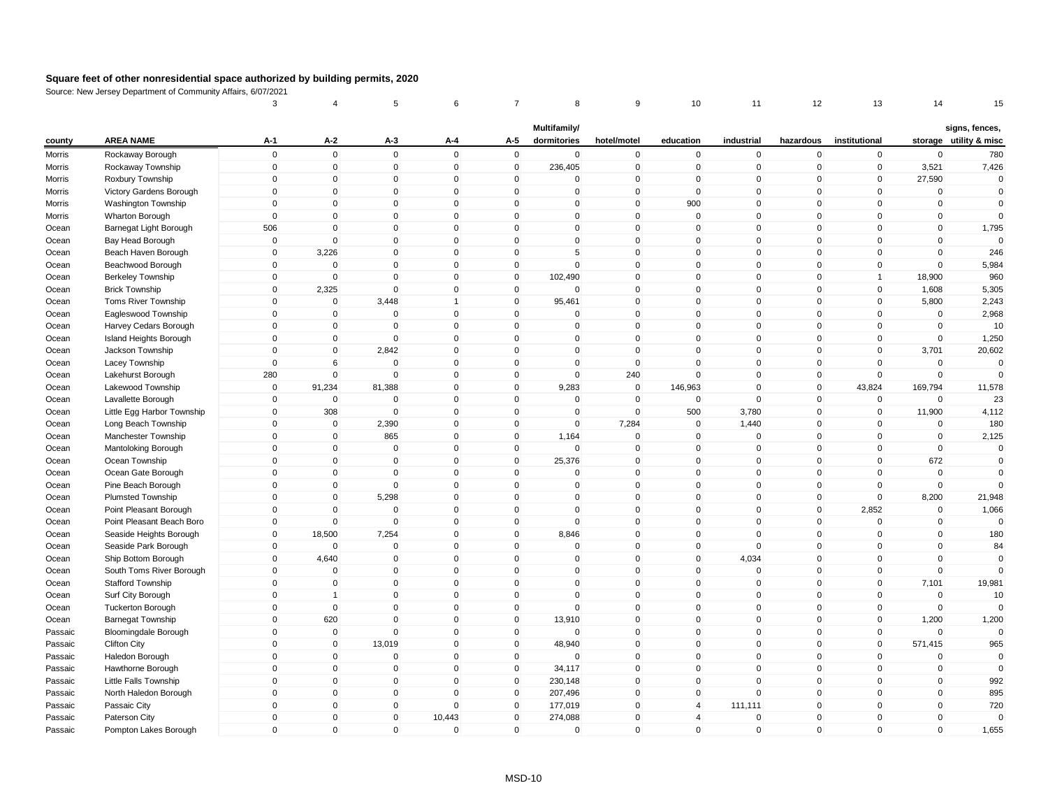**Square feet of other nonresidential space authorized by building permits, 2020**

Source: New Jersey Department of Community Affairs, 6/07/2021

| | | 3 | 4 | 5 | 6 | 7 | 8 | 9 | 10 | 11 | 12 | 13 | 14 | 15 |
|---|---|---|---|---|---|---|---|---|---|---|---|---|---|---|
| county | AREA NAME | A-1 | A-2 | A-3 | A-4 | A-5 | Multifamily/ dormitories | hotel/motel | education | industrial | hazardous | institutional | storage | signs, fences, utility & misc |
| Morris | Rockaway Borough | 0 | 0 | 0 | 0 | 0 | 0 | 0 | 0 | 0 | 0 | 0 | 0 | 780 |
| Morris | Rockaway Township | 0 | 0 | 0 | 0 | 0 | 236,405 | 0 | 0 | 0 | 0 | 0 | 3,521 | 7,426 |
| Morris | Roxbury Township | 0 | 0 | 0 | 0 | 0 | 0 | 0 | 0 | 0 | 0 | 0 | 27,590 | 0 |
| Morris | Victory Gardens Borough | 0 | 0 | 0 | 0 | 0 | 0 | 0 | 0 | 0 | 0 | 0 | 0 | 0 |
| Morris | Washington Township | 0 | 0 | 0 | 0 | 0 | 0 | 0 | 900 | 0 | 0 | 0 | 0 | 0 |
| Morris | Wharton Borough | 0 | 0 | 0 | 0 | 0 | 0 | 0 | 0 | 0 | 0 | 0 | 0 | 0 |
| Ocean | Barnegat Light Borough | 506 | 0 | 0 | 0 | 0 | 0 | 0 | 0 | 0 | 0 | 0 | 0 | 1,795 |
| Ocean | Bay Head Borough | 0 | 0 | 0 | 0 | 0 | 0 | 0 | 0 | 0 | 0 | 0 | 0 | 0 |
| Ocean | Beach Haven Borough | 0 | 3,226 | 0 | 0 | 0 | 5 | 0 | 0 | 0 | 0 | 0 | 0 | 246 |
| Ocean | Beachwood Borough | 0 | 0 | 0 | 0 | 0 | 0 | 0 | 0 | 0 | 0 | 0 | 0 | 5,984 |
| Ocean | Berkeley Township | 0 | 0 | 0 | 0 | 0 | 102,490 | 0 | 0 | 0 | 0 | 1 | 18,900 | 960 |
| Ocean | Brick Township | 0 | 2,325 | 0 | 0 | 0 | 0 | 0 | 0 | 0 | 0 | 0 | 1,608 | 5,305 |
| Ocean | Toms River Township | 0 | 0 | 3,448 | 1 | 0 | 95,461 | 0 | 0 | 0 | 0 | 0 | 5,800 | 2,243 |
| Ocean | Eagleswood Township | 0 | 0 | 0 | 0 | 0 | 0 | 0 | 0 | 0 | 0 | 0 | 0 | 2,968 |
| Ocean | Harvey Cedars Borough | 0 | 0 | 0 | 0 | 0 | 0 | 0 | 0 | 0 | 0 | 0 | 0 | 10 |
| Ocean | Island Heights Borough | 0 | 0 | 0 | 0 | 0 | 0 | 0 | 0 | 0 | 0 | 0 | 0 | 1,250 |
| Ocean | Jackson Township | 0 | 0 | 2,842 | 0 | 0 | 0 | 0 | 0 | 0 | 0 | 0 | 3,701 | 20,602 |
| Ocean | Lacey Township | 0 | 6 | 0 | 0 | 0 | 0 | 0 | 0 | 0 | 0 | 0 | 0 | 0 |
| Ocean | Lakehurst Borough | 280 | 0 | 0 | 0 | 0 | 0 | 240 | 0 | 0 | 0 | 0 | 0 | 0 |
| Ocean | Lakewood Township | 0 | 91,234 | 81,388 | 0 | 0 | 9,283 | 0 | 146,963 | 0 | 0 | 43,824 | 169,794 | 11,578 |
| Ocean | Lavallette Borough | 0 | 0 | 0 | 0 | 0 | 0 | 0 | 0 | 0 | 0 | 0 | 0 | 23 |
| Ocean | Little Egg Harbor Township | 0 | 308 | 0 | 0 | 0 | 0 | 0 | 500 | 3,780 | 0 | 0 | 11,900 | 4,112 |
| Ocean | Long Beach Township | 0 | 0 | 2,390 | 0 | 0 | 0 | 7,284 | 0 | 1,440 | 0 | 0 | 0 | 180 |
| Ocean | Manchester Township | 0 | 0 | 865 | 0 | 0 | 1,164 | 0 | 0 | 0 | 0 | 0 | 0 | 2,125 |
| Ocean | Mantoloking Borough | 0 | 0 | 0 | 0 | 0 | 0 | 0 | 0 | 0 | 0 | 0 | 0 | 0 |
| Ocean | Ocean Township | 0 | 0 | 0 | 0 | 0 | 25,376 | 0 | 0 | 0 | 0 | 0 | 672 | 0 |
| Ocean | Ocean Gate Borough | 0 | 0 | 0 | 0 | 0 | 0 | 0 | 0 | 0 | 0 | 0 | 0 | 0 |
| Ocean | Pine Beach Borough | 0 | 0 | 0 | 0 | 0 | 0 | 0 | 0 | 0 | 0 | 0 | 0 | 0 |
| Ocean | Plumsted Township | 0 | 0 | 5,298 | 0 | 0 | 0 | 0 | 0 | 0 | 0 | 0 | 8,200 | 21,948 |
| Ocean | Point Pleasant Borough | 0 | 0 | 0 | 0 | 0 | 0 | 0 | 0 | 0 | 0 | 2,852 | 0 | 1,066 |
| Ocean | Point Pleasant Beach Boro | 0 | 0 | 0 | 0 | 0 | 0 | 0 | 0 | 0 | 0 | 0 | 0 | 0 |
| Ocean | Seaside Heights Borough | 0 | 18,500 | 7,254 | 0 | 0 | 8,846 | 0 | 0 | 0 | 0 | 0 | 0 | 180 |
| Ocean | Seaside Park Borough | 0 | 0 | 0 | 0 | 0 | 0 | 0 | 0 | 0 | 0 | 0 | 0 | 84 |
| Ocean | Ship Bottom Borough | 0 | 4,640 | 0 | 0 | 0 | 0 | 0 | 0 | 4,034 | 0 | 0 | 0 | 0 |
| Ocean | South Toms River Borough | 0 | 0 | 0 | 0 | 0 | 0 | 0 | 0 | 0 | 0 | 0 | 0 | 0 |
| Ocean | Stafford Township | 0 | 0 | 0 | 0 | 0 | 0 | 0 | 0 | 0 | 0 | 0 | 7,101 | 19,981 |
| Ocean | Surf City Borough | 0 | 1 | 0 | 0 | 0 | 0 | 0 | 0 | 0 | 0 | 0 | 0 | 10 |
| Ocean | Tuckerton Borough | 0 | 0 | 0 | 0 | 0 | 0 | 0 | 0 | 0 | 0 | 0 | 0 | 0 |
| Ocean | Barnegat Township | 0 | 620 | 0 | 0 | 0 | 13,910 | 0 | 0 | 0 | 0 | 0 | 1,200 | 1,200 |
| Passaic | Bloomingdale Borough | 0 | 0 | 0 | 0 | 0 | 0 | 0 | 0 | 0 | 0 | 0 | 0 | 0 |
| Passaic | Clifton City | 0 | 0 | 13,019 | 0 | 0 | 48,940 | 0 | 0 | 0 | 0 | 0 | 571,415 | 965 |
| Passaic | Haledon Borough | 0 | 0 | 0 | 0 | 0 | 0 | 0 | 0 | 0 | 0 | 0 | 0 | 0 |
| Passaic | Hawthorne Borough | 0 | 0 | 0 | 0 | 0 | 34,117 | 0 | 0 | 0 | 0 | 0 | 0 | 0 |
| Passaic | Little Falls Township | 0 | 0 | 0 | 0 | 0 | 230,148 | 0 | 0 | 0 | 0 | 0 | 0 | 992 |
| Passaic | North Haledon Borough | 0 | 0 | 0 | 0 | 0 | 207,496 | 0 | 0 | 0 | 0 | 0 | 0 | 895 |
| Passaic | Passaic City | 0 | 0 | 0 | 0 | 0 | 177,019 | 0 | 4 | 111,111 | 0 | 0 | 0 | 720 |
| Passaic | Paterson City | 0 | 0 | 0 | 10,443 | 0 | 274,088 | 0 | 4 | 0 | 0 | 0 | 0 | 0 |
| Passaic | Pompton Lakes Borough | 0 | 0 | 0 | 0 | 0 | 0 | 0 | 0 | 0 | 0 | 0 | 0 | 1,655 |

MSD-10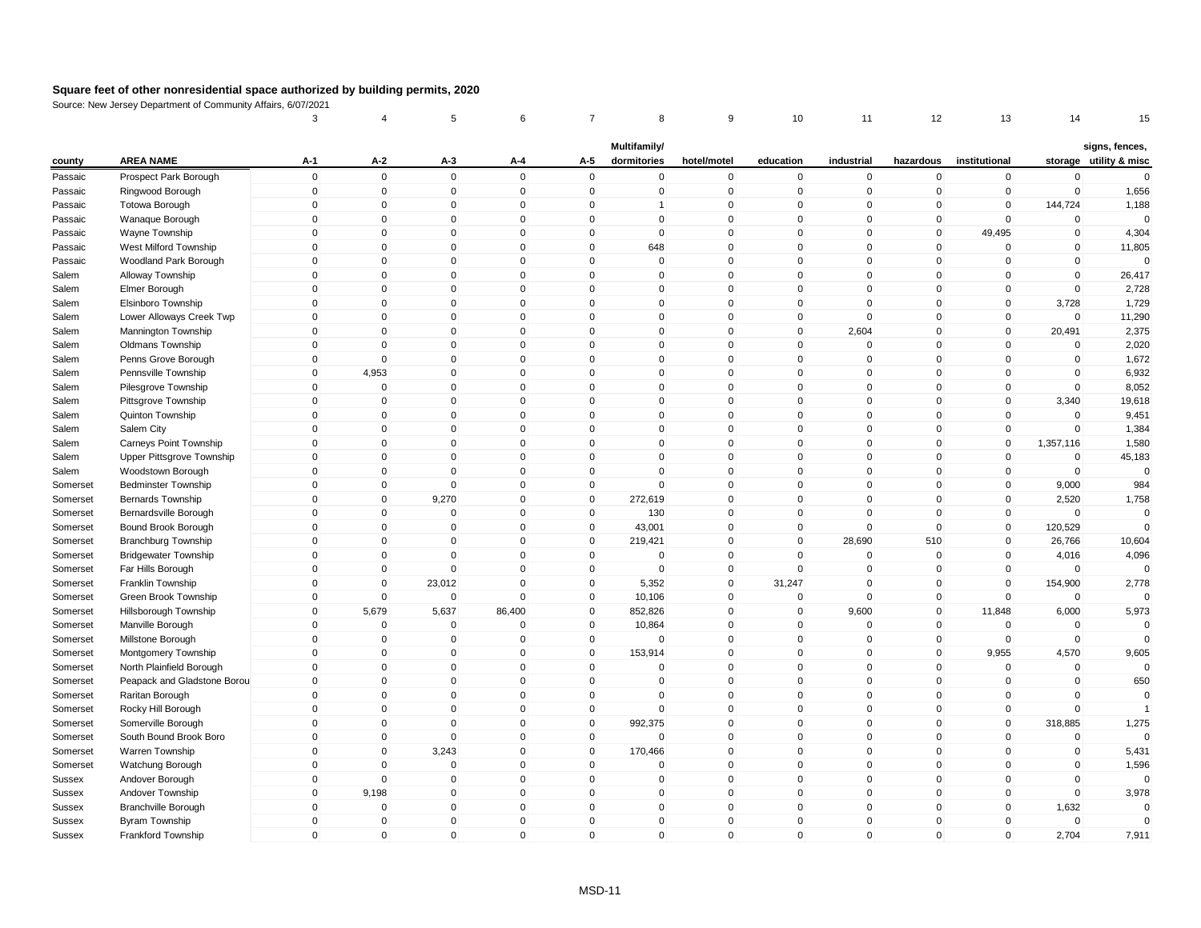**Square feet of other nonresidential space authorized by building permits, 2020**

Source: New Jersey Department of Community Affairs, 6/07/2021

| | | 3 | 4 | 5 | 6 | 7 | 8 | 9 | 10 | 11 | 12 | 13 | 14 | 15 |
|---|---|---|---|---|---|---|---|---|---|---|---|---|---|---|
| county | AREA NAME | A-1 | A-2 | A-3 | A-4 | A-5 | Multifamily/ dormitories | hotel/motel | education | industrial | hazardous | institutional | storage | signs, fences, utility & misc |
| Passaic | Prospect Park Borough | 0 | 0 | 0 | 0 | 0 | 0 | 0 | 0 | 0 | 0 | 0 | 0 | 0 |
| Passaic | Ringwood Borough | 0 | 0 | 0 | 0 | 0 | 0 | 0 | 0 | 0 | 0 | 0 | 0 | 1,656 |
| Passaic | Totowa Borough | 0 | 0 | 0 | 0 | 0 | 1 | 0 | 0 | 0 | 0 | 0 | 144,724 | 1,188 |
| Passaic | Wanaque Borough | 0 | 0 | 0 | 0 | 0 | 0 | 0 | 0 | 0 | 0 | 0 | 0 | 0 |
| Passaic | Wayne Township | 0 | 0 | 0 | 0 | 0 | 0 | 0 | 0 | 0 | 0 | 49,495 | 0 | 4,304 |
| Passaic | West Milford Township | 0 | 0 | 0 | 0 | 0 | 648 | 0 | 0 | 0 | 0 | 0 | 0 | 11,805 |
| Passaic | Woodland Park Borough | 0 | 0 | 0 | 0 | 0 | 0 | 0 | 0 | 0 | 0 | 0 | 0 | 0 |
| Salem | Alloway Township | 0 | 0 | 0 | 0 | 0 | 0 | 0 | 0 | 0 | 0 | 0 | 0 | 26,417 |
| Salem | Elmer Borough | 0 | 0 | 0 | 0 | 0 | 0 | 0 | 0 | 0 | 0 | 0 | 0 | 2,728 |
| Salem | Elsinboro Township | 0 | 0 | 0 | 0 | 0 | 0 | 0 | 0 | 0 | 0 | 0 | 3,728 | 1,729 |
| Salem | Lower Alloways Creek Twp | 0 | 0 | 0 | 0 | 0 | 0 | 0 | 0 | 0 | 0 | 0 | 0 | 11,290 |
| Salem | Mannington Township | 0 | 0 | 0 | 0 | 0 | 0 | 0 | 0 | 2,604 | 0 | 0 | 20,491 | 2,375 |
| Salem | Oldmans Township | 0 | 0 | 0 | 0 | 0 | 0 | 0 | 0 | 0 | 0 | 0 | 0 | 2,020 |
| Salem | Penns Grove Borough | 0 | 0 | 0 | 0 | 0 | 0 | 0 | 0 | 0 | 0 | 0 | 0 | 1,672 |
| Salem | Pennsville Township | 0 | 4,953 | 0 | 0 | 0 | 0 | 0 | 0 | 0 | 0 | 0 | 0 | 6,932 |
| Salem | Pilesgrove Township | 0 | 0 | 0 | 0 | 0 | 0 | 0 | 0 | 0 | 0 | 0 | 0 | 8,052 |
| Salem | Pittsgrove Township | 0 | 0 | 0 | 0 | 0 | 0 | 0 | 0 | 0 | 0 | 0 | 3,340 | 19,618 |
| Salem | Quinton Township | 0 | 0 | 0 | 0 | 0 | 0 | 0 | 0 | 0 | 0 | 0 | 0 | 9,451 |
| Salem | Salem City | 0 | 0 | 0 | 0 | 0 | 0 | 0 | 0 | 0 | 0 | 0 | 0 | 1,384 |
| Salem | Carneys Point Township | 0 | 0 | 0 | 0 | 0 | 0 | 0 | 0 | 0 | 0 | 0 | 1,357,116 | 1,580 |
| Salem | Upper Pittsgrove Township | 0 | 0 | 0 | 0 | 0 | 0 | 0 | 0 | 0 | 0 | 0 | 0 | 45,183 |
| Salem | Woodstown Borough | 0 | 0 | 0 | 0 | 0 | 0 | 0 | 0 | 0 | 0 | 0 | 0 | 0 |
| Somerset | Bedminster Township | 0 | 0 | 0 | 0 | 0 | 0 | 0 | 0 | 0 | 0 | 0 | 9,000 | 984 |
| Somerset | Bernards Township | 0 | 0 | 9,270 | 0 | 0 | 272,619 | 0 | 0 | 0 | 0 | 0 | 2,520 | 1,758 |
| Somerset | Bernardsville Borough | 0 | 0 | 0 | 0 | 0 | 130 | 0 | 0 | 0 | 0 | 0 | 0 | 0 |
| Somerset | Bound Brook Borough | 0 | 0 | 0 | 0 | 0 | 43,001 | 0 | 0 | 0 | 0 | 0 | 120,529 | 0 |
| Somerset | Branchburg Township | 0 | 0 | 0 | 0 | 0 | 219,421 | 0 | 0 | 28,690 | 510 | 0 | 26,766 | 10,604 |
| Somerset | Bridgewater Township | 0 | 0 | 0 | 0 | 0 | 0 | 0 | 0 | 0 | 0 | 0 | 4,016 | 4,096 |
| Somerset | Far Hills Borough | 0 | 0 | 0 | 0 | 0 | 0 | 0 | 0 | 0 | 0 | 0 | 0 | 0 |
| Somerset | Franklin Township | 0 | 0 | 23,012 | 0 | 0 | 5,352 | 0 | 31,247 | 0 | 0 | 0 | 154,900 | 2,778 |
| Somerset | Green Brook Township | 0 | 0 | 0 | 0 | 0 | 10,106 | 0 | 0 | 0 | 0 | 0 | 0 | 0 |
| Somerset | Hillsborough Township | 0 | 5,679 | 5,637 | 86,400 | 0 | 852,826 | 0 | 0 | 9,600 | 0 | 11,848 | 6,000 | 5,973 |
| Somerset | Manville Borough | 0 | 0 | 0 | 0 | 0 | 10,864 | 0 | 0 | 0 | 0 | 0 | 0 | 0 |
| Somerset | Millstone Borough | 0 | 0 | 0 | 0 | 0 | 0 | 0 | 0 | 0 | 0 | 0 | 0 | 0 |
| Somerset | Montgomery Township | 0 | 0 | 0 | 0 | 0 | 153,914 | 0 | 0 | 0 | 0 | 9,955 | 4,570 | 9,605 |
| Somerset | North Plainfield Borough | 0 | 0 | 0 | 0 | 0 | 0 | 0 | 0 | 0 | 0 | 0 | 0 | 0 |
| Somerset | Peapack and Gladstone Borou | 0 | 0 | 0 | 0 | 0 | 0 | 0 | 0 | 0 | 0 | 0 | 0 | 650 |
| Somerset | Raritan Borough | 0 | 0 | 0 | 0 | 0 | 0 | 0 | 0 | 0 | 0 | 0 | 0 | 0 |
| Somerset | Rocky Hill Borough | 0 | 0 | 0 | 0 | 0 | 0 | 0 | 0 | 0 | 0 | 0 | 0 | 1 |
| Somerset | Somerville Borough | 0 | 0 | 0 | 0 | 0 | 992,375 | 0 | 0 | 0 | 0 | 0 | 318,885 | 1,275 |
| Somerset | South Bound Brook Boro | 0 | 0 | 0 | 0 | 0 | 0 | 0 | 0 | 0 | 0 | 0 | 0 | 0 |
| Somerset | Warren Township | 0 | 0 | 3,243 | 0 | 0 | 170,466 | 0 | 0 | 0 | 0 | 0 | 0 | 5,431 |
| Somerset | Watchung Borough | 0 | 0 | 0 | 0 | 0 | 0 | 0 | 0 | 0 | 0 | 0 | 0 | 1,596 |
| Sussex | Andover Borough | 0 | 0 | 0 | 0 | 0 | 0 | 0 | 0 | 0 | 0 | 0 | 0 | 0 |
| Sussex | Andover Township | 0 | 9,198 | 0 | 0 | 0 | 0 | 0 | 0 | 0 | 0 | 0 | 0 | 3,978 |
| Sussex | Branchville Borough | 0 | 0 | 0 | 0 | 0 | 0 | 0 | 0 | 0 | 0 | 0 | 1,632 | 0 |
| Sussex | Byram Township | 0 | 0 | 0 | 0 | 0 | 0 | 0 | 0 | 0 | 0 | 0 | 0 | 0 |
| Sussex | Frankford Township | 0 | 0 | 0 | 0 | 0 | 0 | 0 | 0 | 0 | 0 | 0 | 2,704 | 7,911 |

MSD-11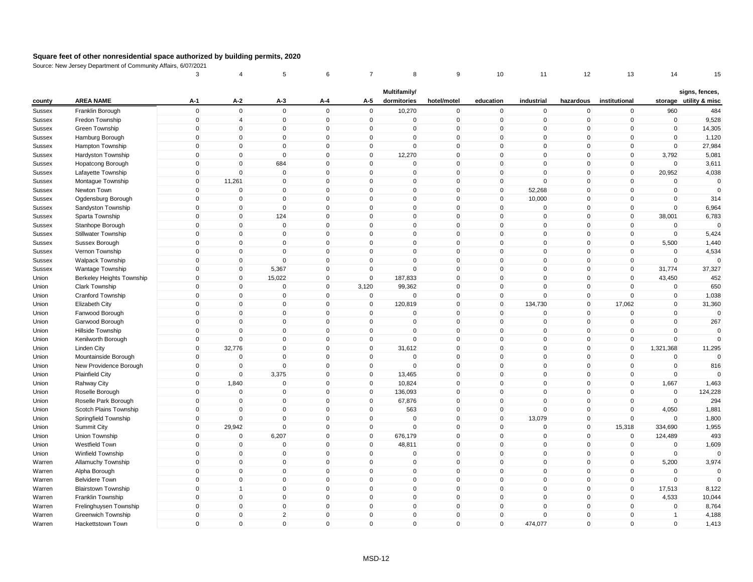## Square feet of other nonresidential space authorized by building permits, 2020

Source: New Jersey Department of Community Affairs, 6/07/2021

| | | 3 | 4 | 5 | 6 | 7 | 8 | 9 | 10 | 11 | 12 | 13 | 14 | 15 |
|---|---|---|---|---|---|---|---|---|---|---|---|---|---|---|
| county | AREA NAME | A-1 | A-2 | A-3 | A-4 | A-5 | Multifamily/ dormitories | hotel/motel | education | industrial | hazardous | institutional | storage | signs, fences, utility & misc |
| Sussex | Franklin Borough | 0 | 0 | 0 | 0 | 0 | 10,270 | 0 | 0 | 0 | 0 | 0 | 960 | 484 |
| Sussex | Fredon Township | 0 | 4 | 0 | 0 | 0 | 0 | 0 | 0 | 0 | 0 | 0 | 0 | 9,528 |
| Sussex | Green Township | 0 | 0 | 0 | 0 | 0 | 0 | 0 | 0 | 0 | 0 | 0 | 0 | 14,305 |
| Sussex | Hamburg Borough | 0 | 0 | 0 | 0 | 0 | 0 | 0 | 0 | 0 | 0 | 0 | 0 | 1,120 |
| Sussex | Hampton Township | 0 | 0 | 0 | 0 | 0 | 0 | 0 | 0 | 0 | 0 | 0 | 0 | 27,984 |
| Sussex | Hardyston Township | 0 | 0 | 0 | 0 | 0 | 12,270 | 0 | 0 | 0 | 0 | 0 | 3,792 | 5,081 |
| Sussex | Hopatcong Borough | 0 | 0 | 684 | 0 | 0 | 0 | 0 | 0 | 0 | 0 | 0 | 0 | 3,611 |
| Sussex | Lafayette Township | 0 | 0 | 0 | 0 | 0 | 0 | 0 | 0 | 0 | 0 | 0 | 20,952 | 4,038 |
| Sussex | Montague Township | 0 | 11,261 | 0 | 0 | 0 | 0 | 0 | 0 | 0 | 0 | 0 | 0 | 0 |
| Sussex | Newton Town | 0 | 0 | 0 | 0 | 0 | 0 | 0 | 0 | 52,268 | 0 | 0 | 0 | 0 |
| Sussex | Ogdensburg Borough | 0 | 0 | 0 | 0 | 0 | 0 | 0 | 0 | 10,000 | 0 | 0 | 0 | 314 |
| Sussex | Sandyston Township | 0 | 0 | 0 | 0 | 0 | 0 | 0 | 0 | 0 | 0 | 0 | 0 | 6,964 |
| Sussex | Sparta Township | 0 | 0 | 124 | 0 | 0 | 0 | 0 | 0 | 0 | 0 | 0 | 38,001 | 6,783 |
| Sussex | Stanhope Borough | 0 | 0 | 0 | 0 | 0 | 0 | 0 | 0 | 0 | 0 | 0 | 0 | 0 |
| Sussex | Stillwater Township | 0 | 0 | 0 | 0 | 0 | 0 | 0 | 0 | 0 | 0 | 0 | 0 | 5,424 |
| Sussex | Sussex Borough | 0 | 0 | 0 | 0 | 0 | 0 | 0 | 0 | 0 | 0 | 0 | 5,500 | 1,440 |
| Sussex | Vernon Township | 0 | 0 | 0 | 0 | 0 | 0 | 0 | 0 | 0 | 0 | 0 | 0 | 4,534 |
| Sussex | Walpack Township | 0 | 0 | 0 | 0 | 0 | 0 | 0 | 0 | 0 | 0 | 0 | 0 | 0 |
| Sussex | Wantage Township | 0 | 0 | 5,367 | 0 | 0 | 0 | 0 | 0 | 0 | 0 | 0 | 31,774 | 37,327 |
| Union | Berkeley Heights Township | 0 | 0 | 15,022 | 0 | 0 | 187,833 | 0 | 0 | 0 | 0 | 0 | 43,450 | 452 |
| Union | Clark Township | 0 | 0 | 0 | 0 | 3,120 | 99,362 | 0 | 0 | 0 | 0 | 0 | 0 | 650 |
| Union | Cranford Township | 0 | 0 | 0 | 0 | 0 | 0 | 0 | 0 | 0 | 0 | 0 | 0 | 1,038 |
| Union | Elizabeth City | 0 | 0 | 0 | 0 | 0 | 120,819 | 0 | 0 | 134,730 | 0 | 17,062 | 0 | 31,360 |
| Union | Fanwood Borough | 0 | 0 | 0 | 0 | 0 | 0 | 0 | 0 | 0 | 0 | 0 | 0 | 0 |
| Union | Garwood Borough | 0 | 0 | 0 | 0 | 0 | 0 | 0 | 0 | 0 | 0 | 0 | 0 | 267 |
| Union | Hillside Township | 0 | 0 | 0 | 0 | 0 | 0 | 0 | 0 | 0 | 0 | 0 | 0 | 0 |
| Union | Kenilworth Borough | 0 | 0 | 0 | 0 | 0 | 0 | 0 | 0 | 0 | 0 | 0 | 0 | 0 |
| Union | Linden City | 0 | 32,776 | 0 | 0 | 0 | 31,612 | 0 | 0 | 0 | 0 | 0 | 1,321,368 | 11,295 |
| Union | Mountainside Borough | 0 | 0 | 0 | 0 | 0 | 0 | 0 | 0 | 0 | 0 | 0 | 0 | 0 |
| Union | New Providence Borough | 0 | 0 | 0 | 0 | 0 | 0 | 0 | 0 | 0 | 0 | 0 | 0 | 816 |
| Union | Plainfield City | 0 | 0 | 3,375 | 0 | 0 | 13,465 | 0 | 0 | 0 | 0 | 0 | 0 | 0 |
| Union | Rahway City | 0 | 1,840 | 0 | 0 | 0 | 10,824 | 0 | 0 | 0 | 0 | 0 | 1,667 | 1,463 |
| Union | Roselle Borough | 0 | 0 | 0 | 0 | 0 | 136,093 | 0 | 0 | 0 | 0 | 0 | 0 | 124,228 |
| Union | Roselle Park Borough | 0 | 0 | 0 | 0 | 0 | 67,876 | 0 | 0 | 0 | 0 | 0 | 0 | 294 |
| Union | Scotch Plains Township | 0 | 0 | 0 | 0 | 0 | 563 | 0 | 0 | 0 | 0 | 0 | 4,050 | 1,881 |
| Union | Springfield Township | 0 | 0 | 0 | 0 | 0 | 0 | 0 | 0 | 13,079 | 0 | 0 | 0 | 1,800 |
| Union | Summit City | 0 | 29,942 | 0 | 0 | 0 | 0 | 0 | 0 | 0 | 0 | 15,318 | 334,690 | 1,955 |
| Union | Union Township | 0 | 0 | 6,207 | 0 | 0 | 676,179 | 0 | 0 | 0 | 0 | 0 | 124,489 | 493 |
| Union | Westfield Town | 0 | 0 | 0 | 0 | 0 | 48,811 | 0 | 0 | 0 | 0 | 0 | 0 | 1,609 |
| Union | Winfield Township | 0 | 0 | 0 | 0 | 0 | 0 | 0 | 0 | 0 | 0 | 0 | 0 | 0 |
| Warren | Allamuchy Township | 0 | 0 | 0 | 0 | 0 | 0 | 0 | 0 | 0 | 0 | 0 | 5,200 | 3,974 |
| Warren | Alpha Borough | 0 | 0 | 0 | 0 | 0 | 0 | 0 | 0 | 0 | 0 | 0 | 0 | 0 |
| Warren | Belvidere Town | 0 | 0 | 0 | 0 | 0 | 0 | 0 | 0 | 0 | 0 | 0 | 0 | 0 |
| Warren | Blairstown Township | 0 | 1 | 0 | 0 | 0 | 0 | 0 | 0 | 0 | 0 | 0 | 17,513 | 8,122 |
| Warren | Franklin Township | 0 | 0 | 0 | 0 | 0 | 0 | 0 | 0 | 0 | 0 | 0 | 4,533 | 10,044 |
| Warren | Frelinghuysen Township | 0 | 0 | 0 | 0 | 0 | 0 | 0 | 0 | 0 | 0 | 0 | 0 | 8,764 |
| Warren | Greenwich Township | 0 | 0 | 2 | 0 | 0 | 0 | 0 | 0 | 0 | 0 | 0 | 1 | 4,188 |
| Warren | Hackettstown Town | 0 | 0 | 0 | 0 | 0 | 0 | 0 | 0 | 474,077 | 0 | 0 | 0 | 1,413 |

MSD-12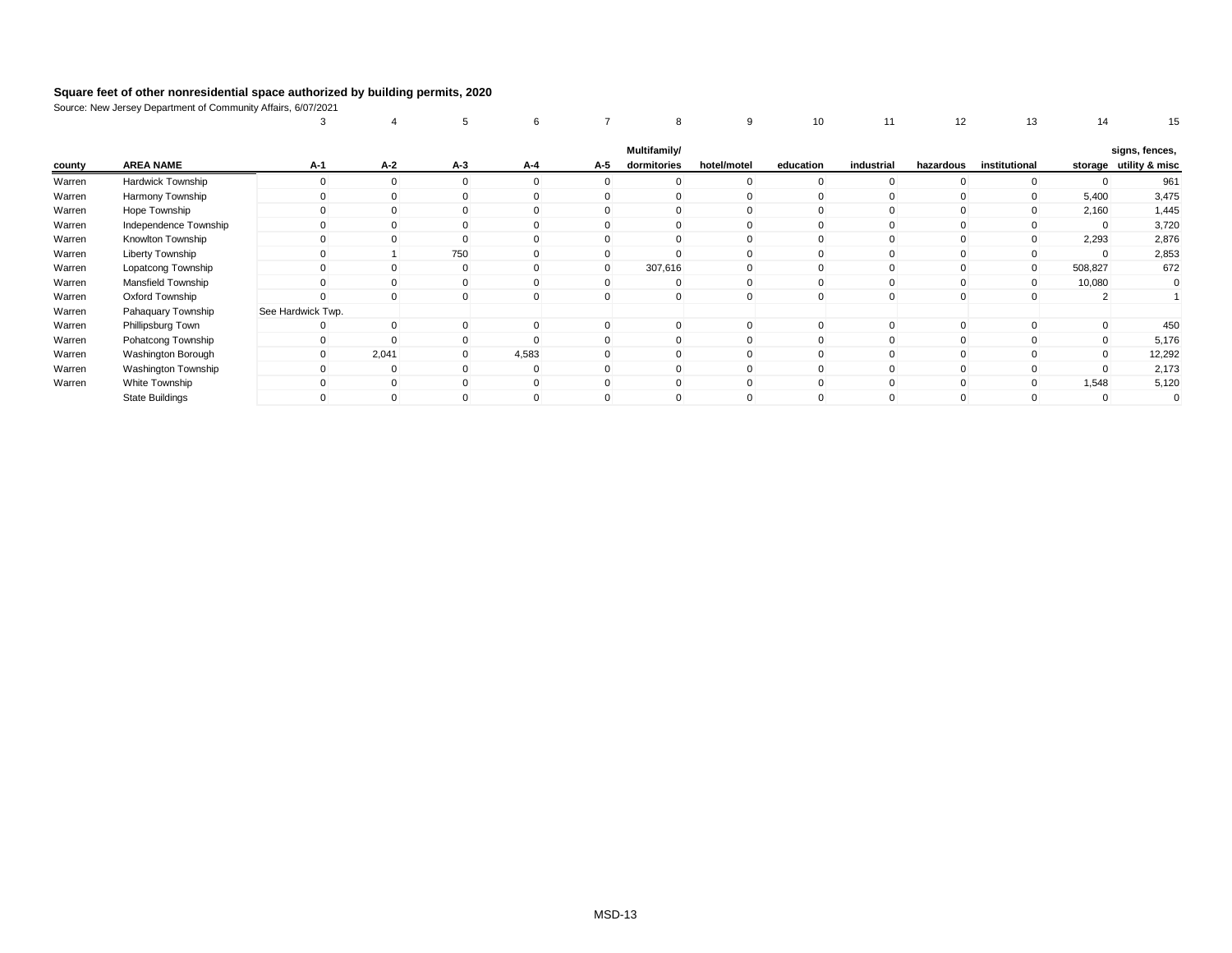**Square feet of other nonresidential space authorized by building permits, 2020**

Source: New Jersey Department of Community Affairs, 6/07/2021

| | | 3 | 4 | 5 | 6 | 7 | 8 | 9 | 10 | 11 | 12 | 13 | 14 | 15 |
|---|---|---|---|---|---|---|---|---|---|---|---|---|---|---|
| county | AREA NAME | A-1 | A-2 | A-3 | A-4 | A-5 | Multifamily/ dormitories | hotel/motel | education | industrial | hazardous | institutional | storage | signs, fences, utility & misc |
| Warren | Hardwick Township | 0 | 0 | 0 | 0 | 0 | 0 | 0 | 0 | 0 | 0 | 0 | 0 | 961 |
| Warren | Harmony Township | 0 | 0 | 0 | 0 | 0 | 0 | 0 | 0 | 0 | 0 | 0 | 5,400 | 3,475 |
| Warren | Hope Township | 0 | 0 | 0 | 0 | 0 | 0 | 0 | 0 | 0 | 0 | 0 | 2,160 | 1,445 |
| Warren | Independence Township | 0 | 0 | 0 | 0 | 0 | 0 | 0 | 0 | 0 | 0 | 0 | 0 | 3,720 |
| Warren | Knowlton Township | 0 | 0 | 0 | 0 | 0 | 0 | 0 | 0 | 0 | 0 | 0 | 2,293 | 2,876 |
| Warren | Liberty Township | 0 | 1 | 750 | 0 | 0 | 0 | 0 | 0 | 0 | 0 | 0 | 0 | 2,853 |
| Warren | Lopatcong Township | 0 | 0 | 0 | 0 | 0 | 307,616 | 0 | 0 | 0 | 0 | 0 | 508,827 | 672 |
| Warren | Mansfield Township | 0 | 0 | 0 | 0 | 0 | 0 | 0 | 0 | 0 | 0 | 0 | 10,080 | 0 |
| Warren | Oxford Township | 0 | 0 | 0 | 0 | 0 | 0 | 0 | 0 | 0 | 0 | 0 | 2 | 1 |
| Warren | Pahaquary Township | See Hardwick Twp. | | | | | | | | | | | | |
| Warren | Phillipsburg Town | 0 | 0 | 0 | 0 | 0 | 0 | 0 | 0 | 0 | 0 | 0 | 0 | 450 |
| Warren | Pohatcong Township | 0 | 0 | 0 | 0 | 0 | 0 | 0 | 0 | 0 | 0 | 0 | 0 | 5,176 |
| Warren | Washington Borough | 0 | 2,041 | 0 | 4,583 | 0 | 0 | 0 | 0 | 0 | 0 | 0 | 0 | 12,292 |
| Warren | Washington Township | 0 | 0 | 0 | 0 | 0 | 0 | 0 | 0 | 0 | 0 | 0 | 0 | 2,173 |
| Warren | White Township | 0 | 0 | 0 | 0 | 0 | 0 | 0 | 0 | 0 | 0 | 0 | 1,548 | 5,120 |
| | State Buildings | 0 | 0 | 0 | 0 | 0 | 0 | 0 | 0 | 0 | 0 | 0 | 0 | 0 |

MSD-13